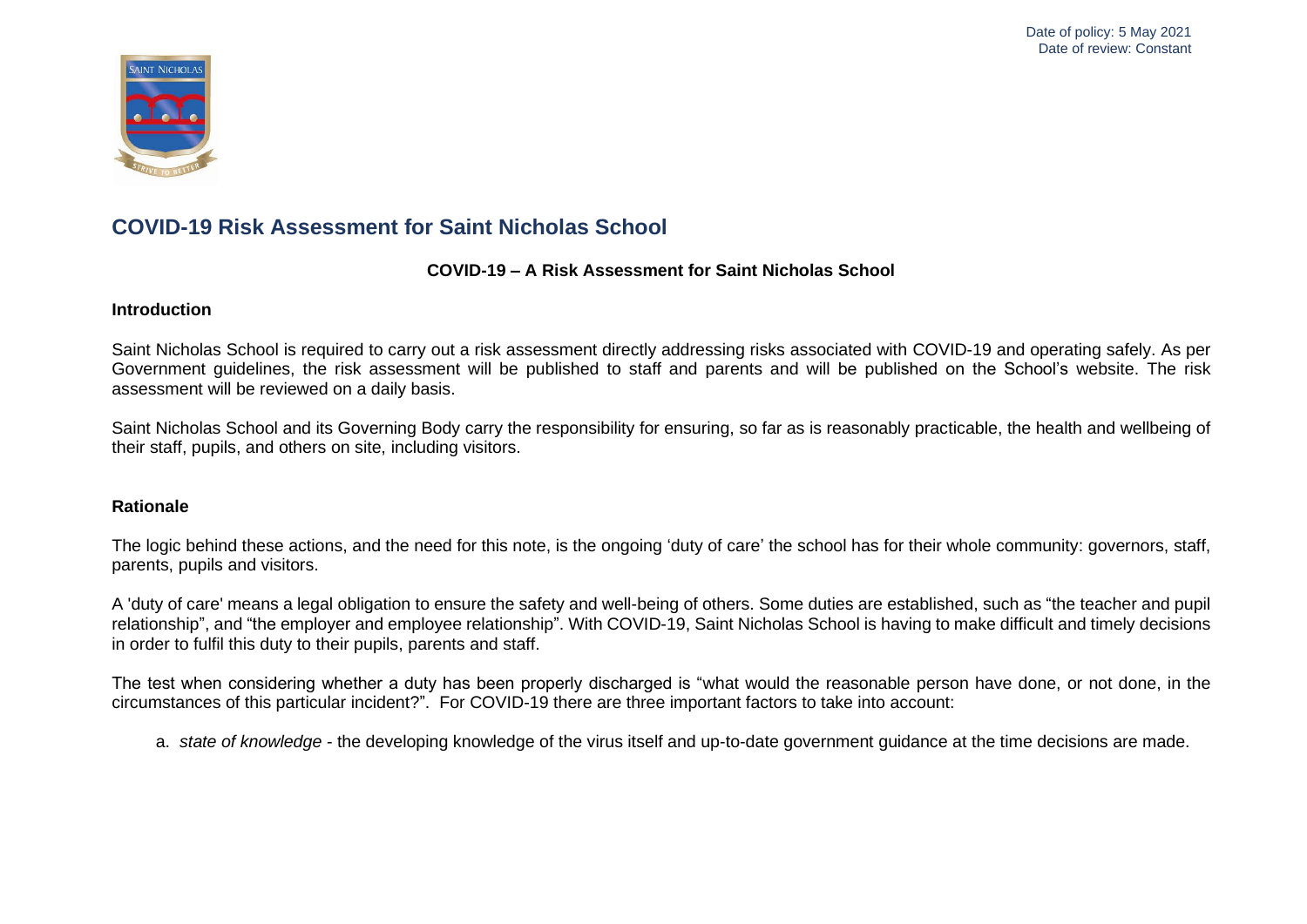Date of policy: 5 May 2021
Date of review: Constant

# COVID-19 Risk Assessment for Saint Nicholas School

**COVID-19 – A Risk Assessment for Saint Nicholas School**

## Introduction

Saint Nicholas School is required to carry out a risk assessment directly addressing risks associated with COVID-19 and operating safely. As per Government guidelines, the risk assessment will be published to staff and parents and will be published on the School's website. The risk assessment will be reviewed on a daily basis.

Saint Nicholas School and its Governing Body carry the responsibility for ensuring, so far as is reasonably practicable, the health and wellbeing of their staff, pupils, and others on site, including visitors.

## Rationale

The logic behind these actions, and the need for this note, is the ongoing 'duty of care' the school has for their whole community: governors, staff, parents, pupils and visitors.

A 'duty of care' means a legal obligation to ensure the safety and well-being of others. Some duties are established, such as "the teacher and pupil relationship", and "the employer and employee relationship". With COVID-19, Saint Nicholas School is having to make difficult and timely decisions in order to fulfil this duty to their pupils, parents and staff.

The test when considering whether a duty has been properly discharged is "what would the reasonable person have done, or not done, in the circumstances of this particular incident?". For COVID-19 there are three important factors to take into account:

a. *state of knowledge* - the developing knowledge of the virus itself and up-to-date government guidance at the time decisions are made.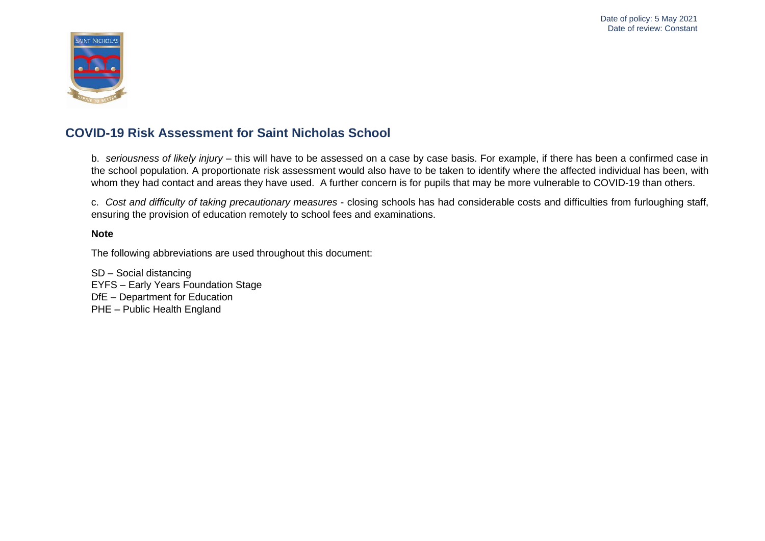## COVID-19 Risk Assessment for Saint Nicholas School

b. *seriousness of likely injury* – this will have to be assessed on a case by case basis. For example, if there has been a confirmed case in the school population. A proportionate risk assessment would also have to be taken to identify where the affected individual has been, with whom they had contact and areas they have used. A further concern is for pupils that may be more vulnerable to COVID-19 than others.

c. *Cost and difficulty of taking precautionary measures* - closing schools has had considerable costs and difficulties from furloughing staff, ensuring the provision of education remotely to school fees and examinations.

**Note**

The following abbreviations are used throughout this document:

SD – Social distancing
EYFS – Early Years Foundation Stage
DfE – Department for Education
PHE – Public Health England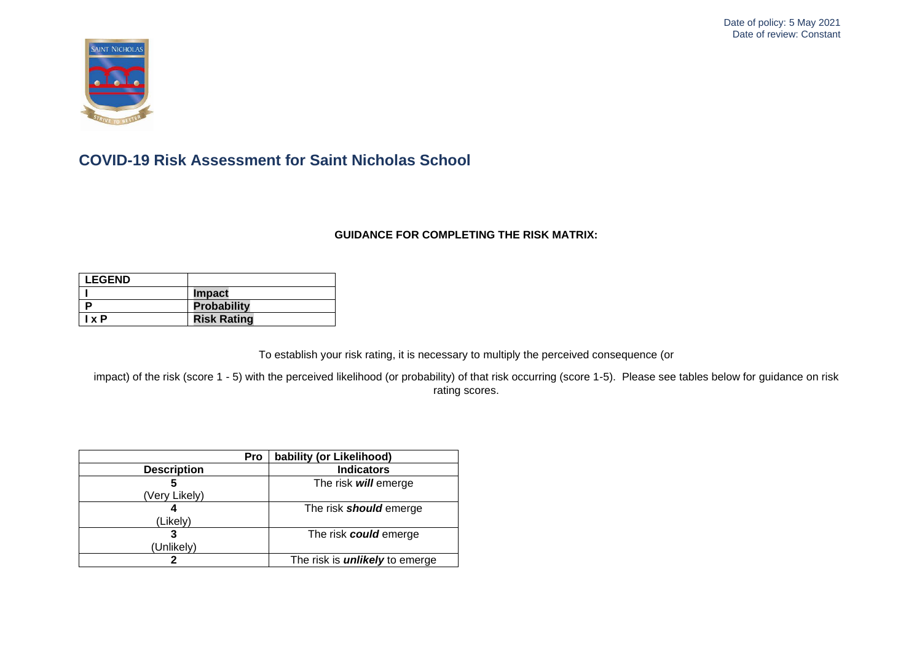Date of policy: 5 May 2021
Date of review: Constant

# COVID-19 Risk Assessment for Saint Nicholas School

### GUIDANCE FOR COMPLETING THE RISK MATRIX:

| LEGEND | |
|---|---|
| I | Impact |
| P | Probability |
| I x P | Risk Rating |

To establish your risk rating, it is necessary to multiply the perceived consequence (or

impact) of the risk (score 1 - 5) with the perceived likelihood (or probability) of that risk occurring (score 1-5). Please see tables below for guidance on risk rating scores.

| Probability (or Likelihood) | |
|---|---|
| **Description** | **Indicators** |
| **5** (Very Likely) | The risk ***will*** emerge |
| **4** (Likely) | The risk ***should*** emerge |
| **3** (Unlikely) | The risk ***could*** emerge |
| **2** | The risk is ***unlikely*** to emerge |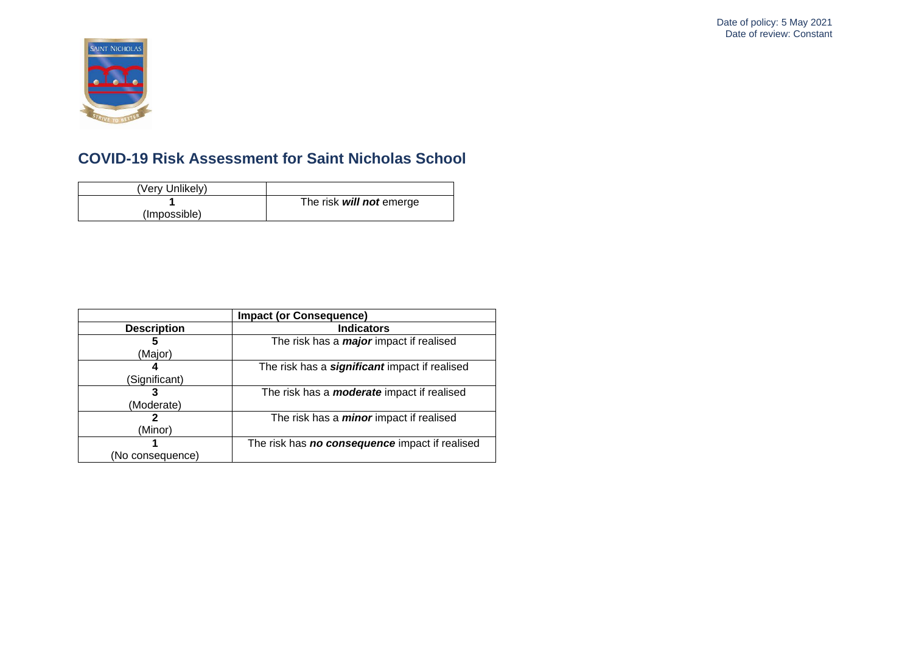Date of policy: 5 May 2021
Date of review: Constant

## COVID-19 Risk Assessment for Saint Nicholas School

| | |
|---|---|
| (Very Unlikely) | |
| **1** (Impossible) | The risk ***will not*** emerge |

| | **Impact (or Consequence)** |
|---|---|
| **Description** | **Indicators** |
| **5** (Major) | The risk has a ***major*** impact if realised |
| **4** (Significant) | The risk has a ***significant*** impact if realised |
| **3** (Moderate) | The risk has a ***moderate*** impact if realised |
| **2** (Minor) | The risk has a ***minor*** impact if realised |
| **1** (No consequence) | The risk has ***no consequence*** impact if realised |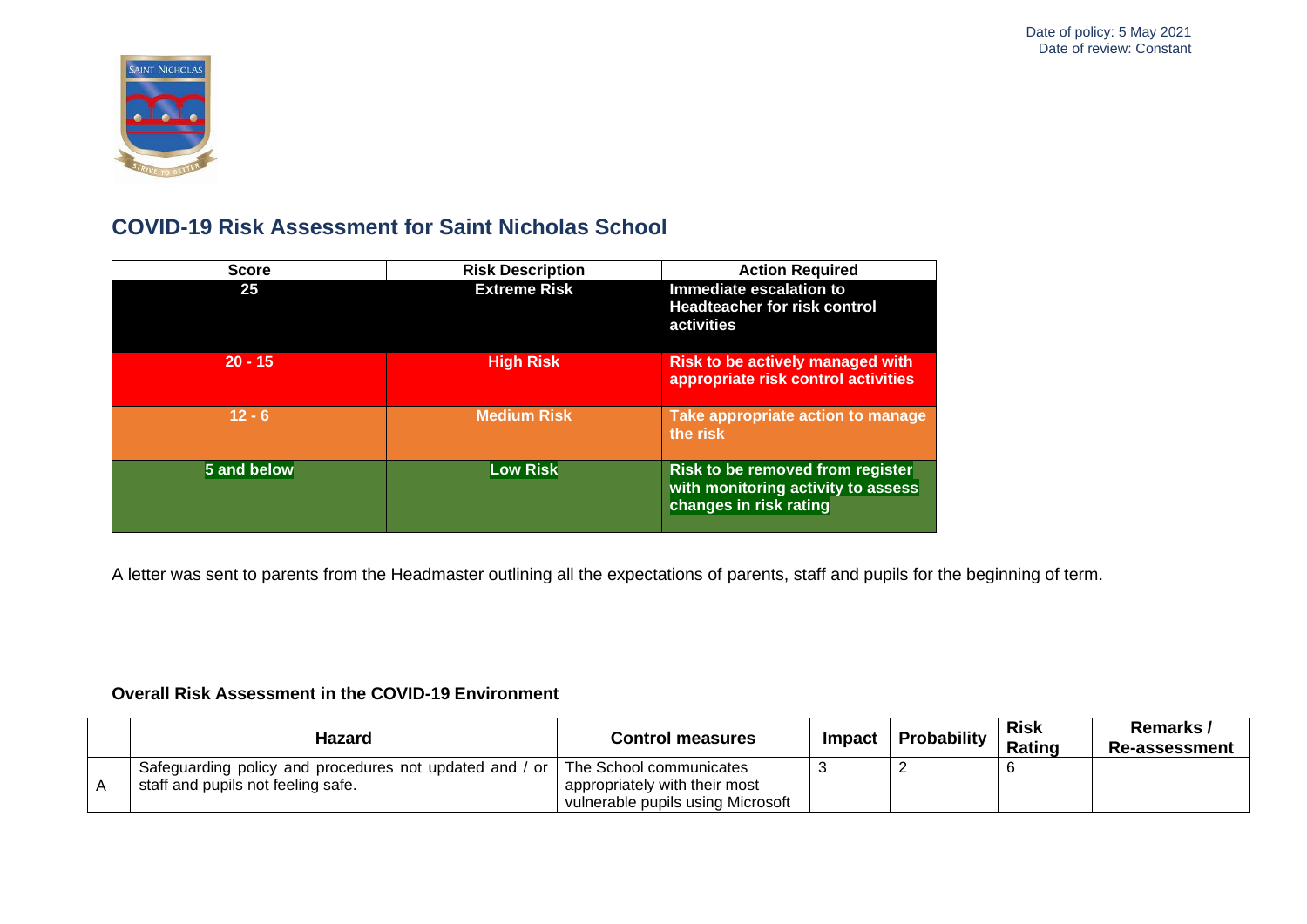Date of policy: 5 May 2021
Date of review: Constant

# COVID-19 Risk Assessment for Saint Nicholas School

| Score | Risk Description | Action Required |
|---|---|---|
| 25 | Extreme Risk | Immediate escalation to Headteacher for risk control activities |
| 20 - 15 | High Risk | Risk to be actively managed with appropriate risk control activities |
| 12 - 6 | Medium Risk | Take appropriate action to manage the risk |
| 5 and below | Low Risk | Risk to be removed from register with monitoring activity to assess changes in risk rating |

A letter was sent to parents from the Headmaster outlining all the expectations of parents, staff and pupils for the beginning of term.

### Overall Risk Assessment in the COVID-19 Environment

| | Hazard | Control measures | Impact | Probability | Risk Rating | Remarks / Re-assessment |
|---|---|---|---|---|---|---|
| A | Safeguarding policy and procedures not updated and / or staff and pupils not feeling safe. | The School communicates appropriately with their most vulnerable pupils using Microsoft | 3 | 2 | 6 | |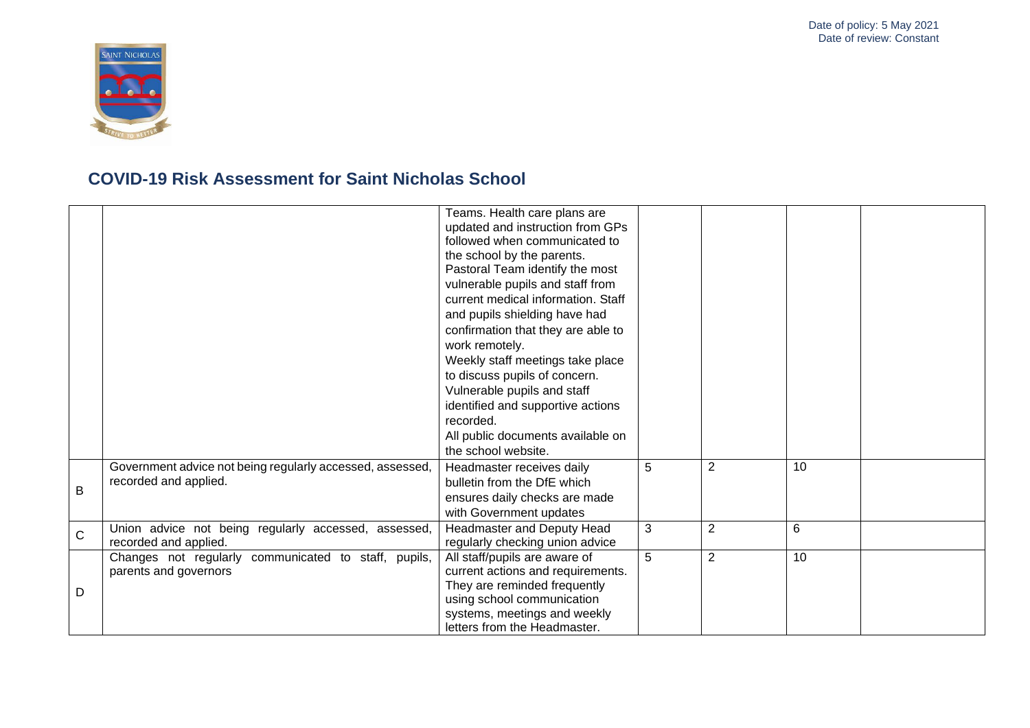# COVID-19 Risk Assessment for Saint Nicholas School

| | | | | | | |
|---|---|---|---|---|---|---|
| | | Teams. Health care plans are updated and instruction from GPs followed when communicated to the school by the parents. Pastoral Team identify the most vulnerable pupils and staff from current medical information. Staff and pupils shielding have had confirmation that they are able to work remotely. Weekly staff meetings take place to discuss pupils of concern. Vulnerable pupils and staff identified and supportive actions recorded. All public documents available on the school website. | | | | |
| B | Government advice not being regularly accessed, assessed, recorded and applied. | Headmaster receives daily bulletin from the DfE which ensures daily checks are made with Government updates | 5 | 2 | 10 | |
| C | Union advice not being regularly accessed, assessed, recorded and applied. | Headmaster and Deputy Head regularly checking union advice | 3 | 2 | 6 | |
| D | Changes not regularly communicated to staff, pupils, parents and governors | All staff/pupils are aware of current actions and requirements. They are reminded frequently using school communication systems, meetings and weekly letters from the Headmaster. | 5 | 2 | 10 | |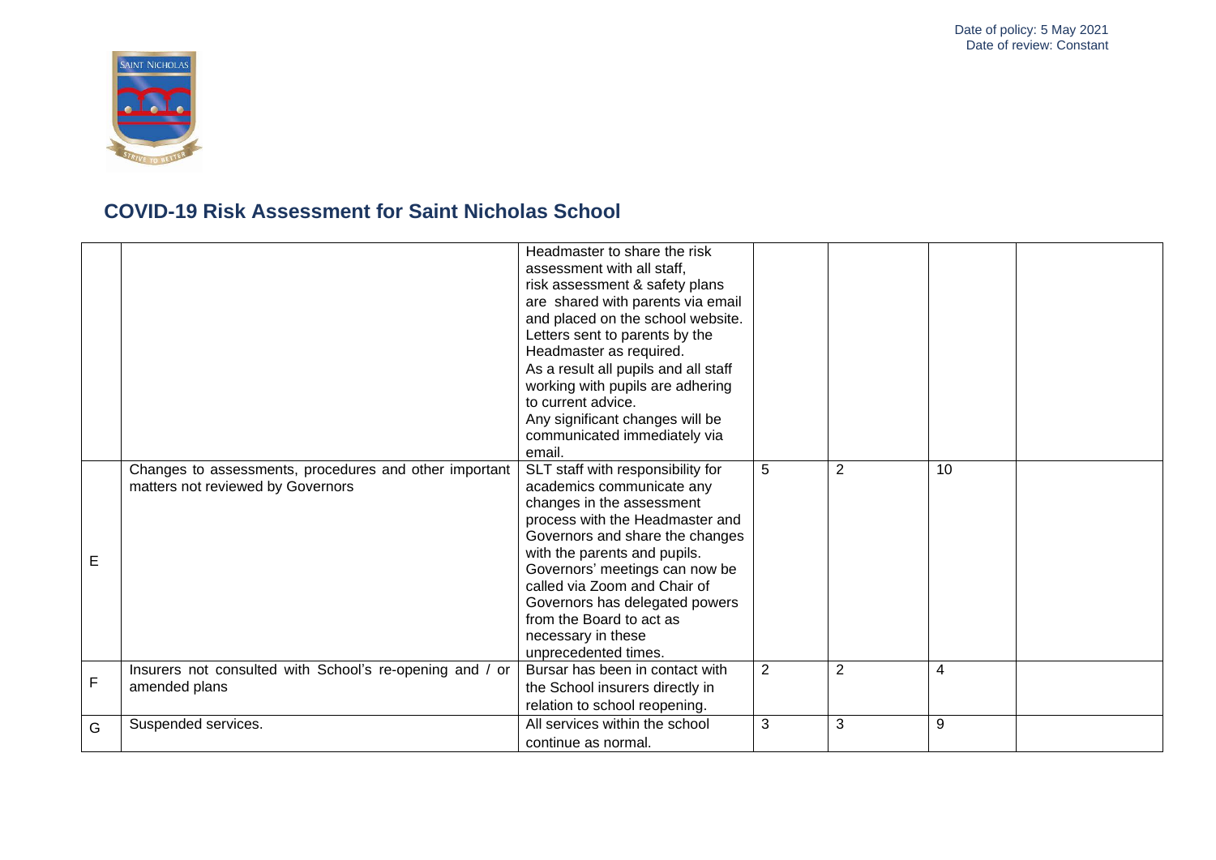Date of policy: 5 May 2021
Date of review: Constant

## COVID-19 Risk Assessment for Saint Nicholas School

| | | | | | | |
|---|---|---|---|---|---|---|
| | | Headmaster to share the risk assessment with all staff, risk assessment & safety plans are shared with parents via email and placed on the school website. Letters sent to parents by the Headmaster as required. As a result all pupils and all staff working with pupils are adhering to current advice. Any significant changes will be communicated immediately via email. | | | | |
| E | Changes to assessments, procedures and other important matters not reviewed by Governors | SLT staff with responsibility for academics communicate any changes in the assessment process with the Headmaster and Governors and share the changes with the parents and pupils. Governors' meetings can now be called via Zoom and Chair of Governors has delegated powers from the Board to act as necessary in these unprecedented times. | 5 | 2 | 10 | |
| F | Insurers not consulted with School's re-opening and / or amended plans | Bursar has been in contact with the School insurers directly in relation to school reopening. | 2 | 2 | 4 | |
| G | Suspended services. | All services within the school continue as normal. | 3 | 3 | 9 | |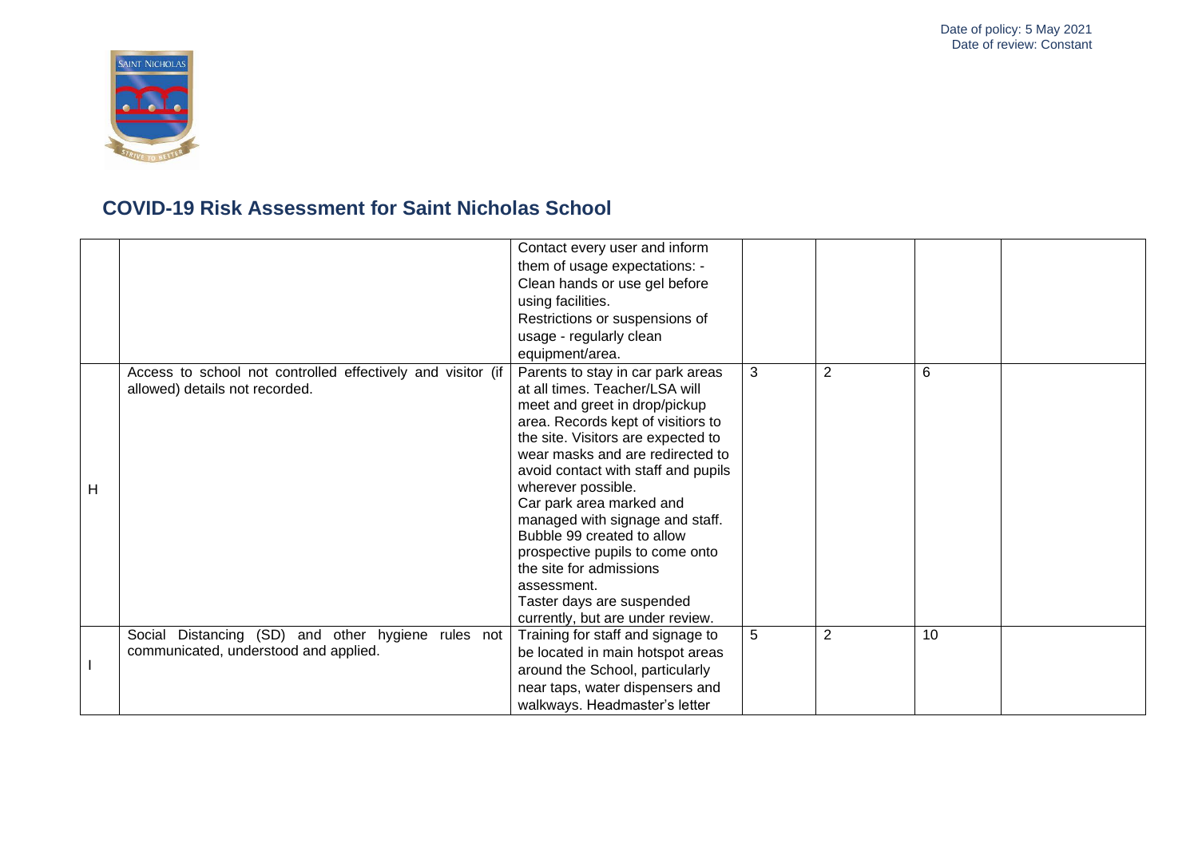Date of policy: 5 May 2021
Date of review: Constant

## COVID-19 Risk Assessment for Saint Nicholas School

| | | | | | | |
|---|---|---|---|---|---|---|
| | | Contact every user and inform them of usage expectations: - Clean hands or use gel before using facilities. Restrictions or suspensions of usage - regularly clean equipment/area. | | | | |
| H | Access to school not controlled effectively and visitor (if allowed) details not recorded. | Parents to stay in car park areas at all times. Teacher/LSA will meet and greet in drop/pickup area. Records kept of visitiors to the site. Visitors are expected to wear masks and are redirected to avoid contact with staff and pupils wherever possible. Car park area marked and managed with signage and staff. Bubble 99 created to allow prospective pupils to come onto the site for admissions assessment. Taster days are suspended currently, but are under review. | 3 | 2 | 6 | |
| I | Social Distancing (SD) and other hygiene rules not communicated, understood and applied. | Training for staff and signage to be located in main hotspot areas around the School, particularly near taps, water dispensers and walkways. Headmaster's letter | 5 | 2 | 10 | |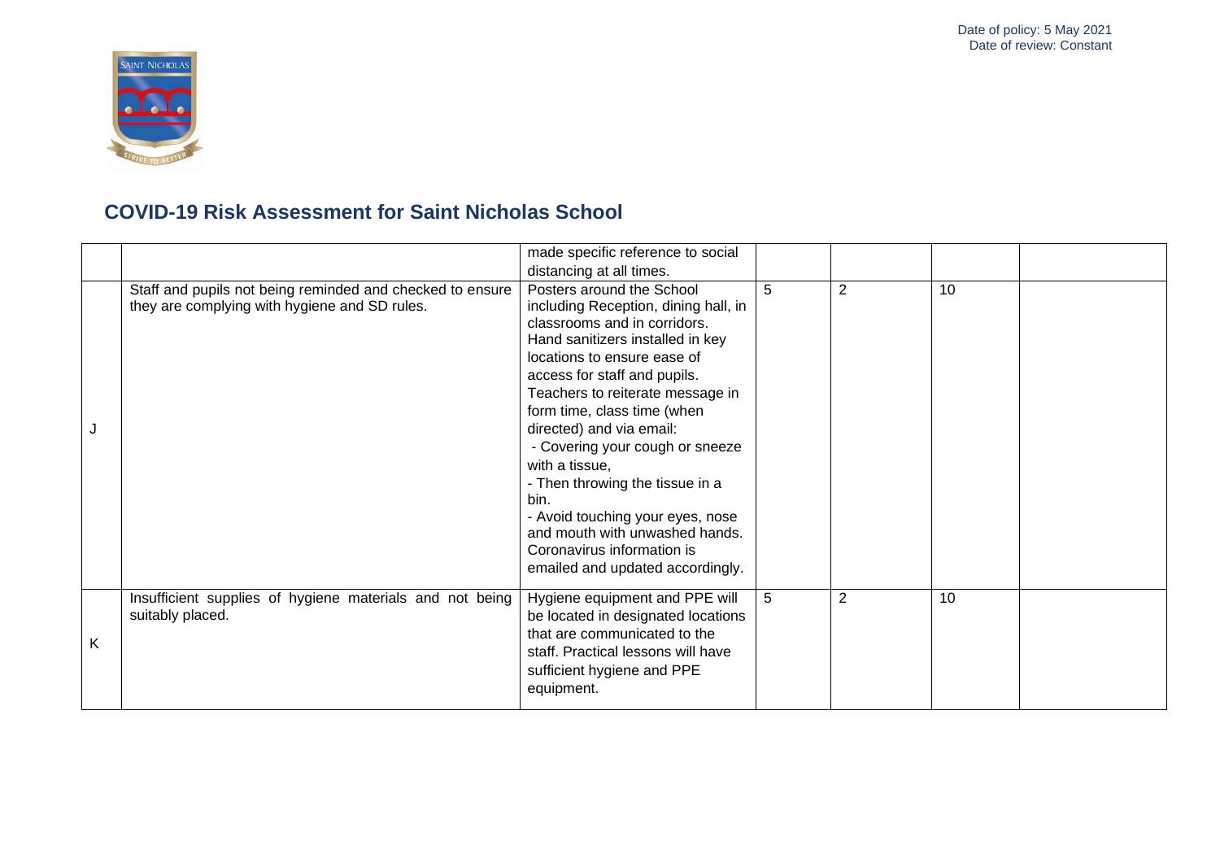## COVID-19 Risk Assessment for Saint Nicholas School

| | | | | | | |
|---|---|---|---|---|---|---|
| | | made specific reference to social distancing at all times. | | | | |
| J | Staff and pupils not being reminded and checked to ensure they are complying with hygiene and SD rules. | Posters around the School including Reception, dining hall, in classrooms and in corridors. Hand sanitizers installed in key locations to ensure ease of access for staff and pupils. Teachers to reiterate message in form time, class time (when directed) and via email: - Covering your cough or sneeze with a tissue, - Then throwing the tissue in a bin. - Avoid touching your eyes, nose and mouth with unwashed hands. Coronavirus information is emailed and updated accordingly. | 5 | 2 | 10 | |
| K | Insufficient supplies of hygiene materials and not being suitably placed. | Hygiene equipment and PPE will be located in designated locations that are communicated to the staff. Practical lessons will have sufficient hygiene and PPE equipment. | 5 | 2 | 10 | |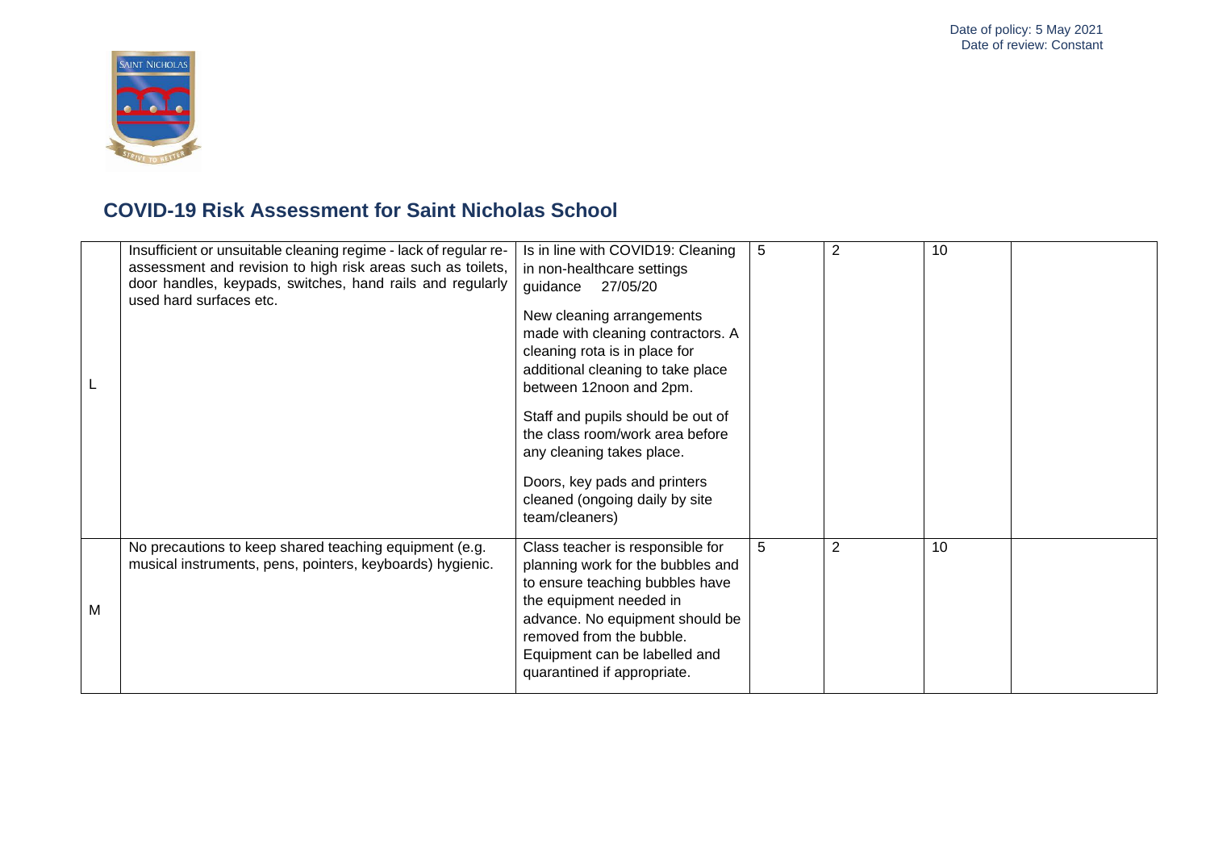Date of policy: 5 May 2021
Date of review: Constant

## COVID-19 Risk Assessment for Saint Nicholas School

| | | | | | | |
|---|---|---|---|---|---|---|
| L | Insufficient or unsuitable cleaning regime - lack of regular re-assessment and revision to high risk areas such as toilets, door handles, keypads, switches, hand rails and regularly used hard surfaces etc. | Is in line with COVID19: Cleaning in non-healthcare settings guidance 27/05/20<br><br>New cleaning arrangements made with cleaning contractors. A cleaning rota is in place for additional cleaning to take place between 12noon and 2pm.<br><br>Staff and pupils should be out of the class room/work area before any cleaning takes place.<br><br>Doors, key pads and printers cleaned (ongoing daily by site team/cleaners) | 5 | 2 | 10 | |
| M | No precautions to keep shared teaching equipment (e.g. musical instruments, pens, pointers, keyboards) hygienic. | Class teacher is responsible for planning work for the bubbles and to ensure teaching bubbles have the equipment needed in advance. No equipment should be removed from the bubble. Equipment can be labelled and quarantined if appropriate. | 5 | 2 | 10 | |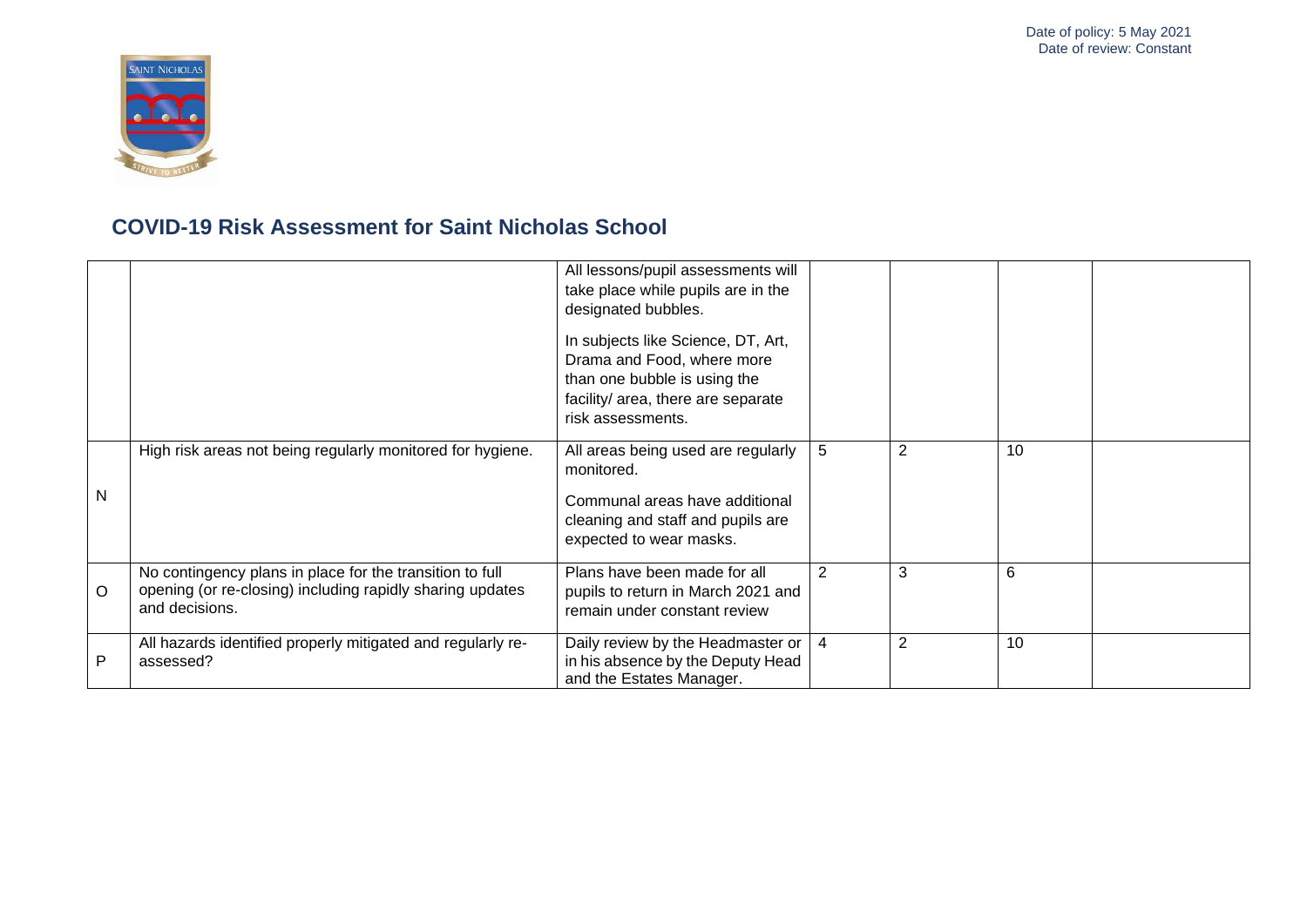Date of policy: 5 May 2021
Date of review: Constant

## COVID-19 Risk Assessment for Saint Nicholas School

| | | | | | | |
|---|---|---|---|---|---|---|
| | | All lessons/pupil assessments will take place while pupils are in the designated bubbles.<br><br>In subjects like Science, DT, Art, Drama and Food, where more than one bubble is using the facility/ area, there are separate risk assessments. | | | | |
| N | High risk areas not being regularly monitored for hygiene. | All areas being used are regularly monitored.<br><br>Communal areas have additional cleaning and staff and pupils are expected to wear masks. | 5 | 2 | 10 | |
| O | No contingency plans in place for the transition to full opening (or re-closing) including rapidly sharing updates and decisions. | Plans have been made for all pupils to return in March 2021 and remain under constant review | 2 | 3 | 6 | |
| P | All hazards identified properly mitigated and regularly re-assessed? | Daily review by the Headmaster or in his absence by the Deputy Head and the Estates Manager. | 4 | 2 | 10 | |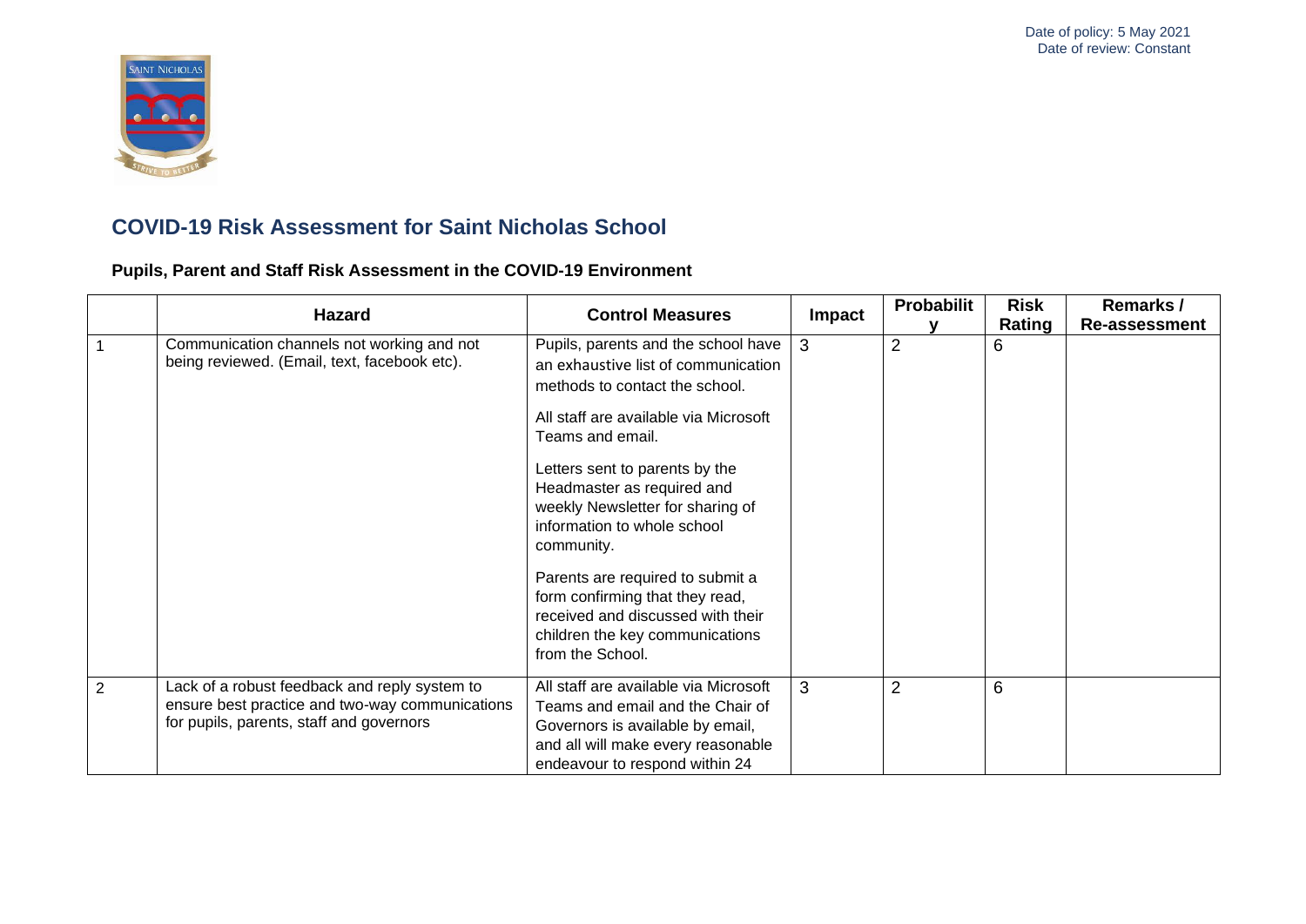Date of policy: 5 May 2021
Date of review: Constant

# COVID-19 Risk Assessment for Saint Nicholas School

## Pupils, Parent and Staff Risk Assessment in the COVID-19 Environment

| | Hazard | Control Measures | Impact | Probability | Risk Rating | Remarks / Re-assessment |
|---|---|---|---|---|---|---|
| 1 | Communication channels not working and not being reviewed. (Email, text, facebook etc). | Pupils, parents and the school have an exhaustive list of communication methods to contact the school.<br><br>All staff are available via Microsoft Teams and email.<br><br>Letters sent to parents by the Headmaster as required and weekly Newsletter for sharing of information to whole school community.<br><br>Parents are required to submit a form confirming that they read, received and discussed with their children the key communications from the School. | 3 | 2 | 6 | |
| 2 | Lack of a robust feedback and reply system to ensure best practice and two-way communications for pupils, parents, staff and governors | All staff are available via Microsoft Teams and email and the Chair of Governors is available by email, and all will make every reasonable endeavour to respond within 24 | 3 | 2 | 6 | |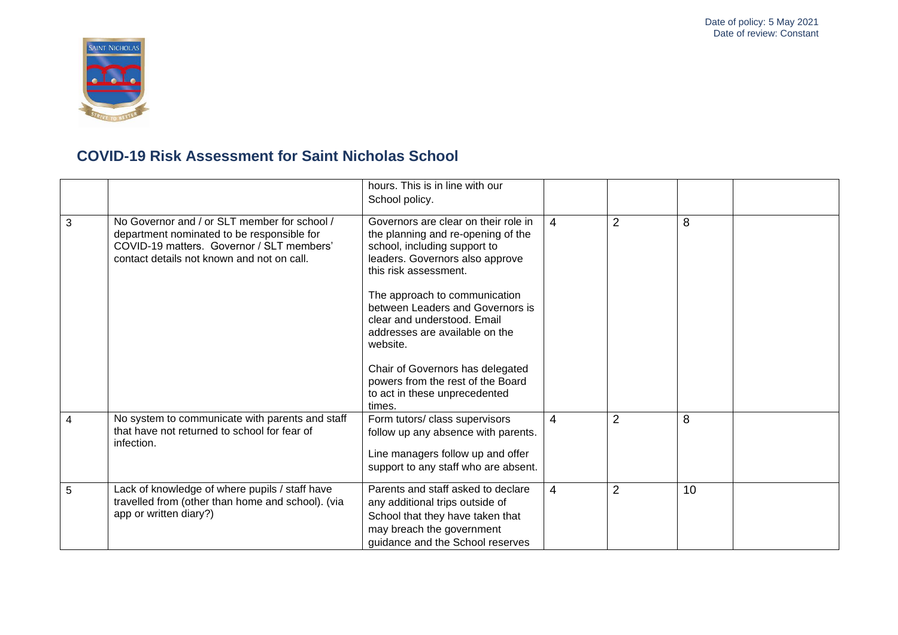## COVID-19 Risk Assessment for Saint Nicholas School

| | | | | | | |
|---|---|---|---|---|---|---|
| | | hours. This is in line with our School policy. | | | | |
| 3 | No Governor and / or SLT member for school / department nominated to be responsible for COVID-19 matters. Governor / SLT members' contact details not known and not on call. | Governors are clear on their role in the planning and re-opening of the school, including support to leaders. Governors also approve this risk assessment.<br><br>The approach to communication between Leaders and Governors is clear and understood. Email addresses are available on the website.<br><br>Chair of Governors has delegated powers from the rest of the Board to act in these unprecedented times. | 4 | 2 | 8 | |
| 4 | No system to communicate with parents and staff that have not returned to school for fear of infection. | Form tutors/ class supervisors follow up any absence with parents.<br><br>Line managers follow up and offer support to any staff who are absent. | 4 | 2 | 8 | |
| 5 | Lack of knowledge of where pupils / staff have travelled from (other than home and school). (via app or written diary?) | Parents and staff asked to declare any additional trips outside of School that they have taken that may breach the government guidance and the School reserves | 4 | 2 | 10 | |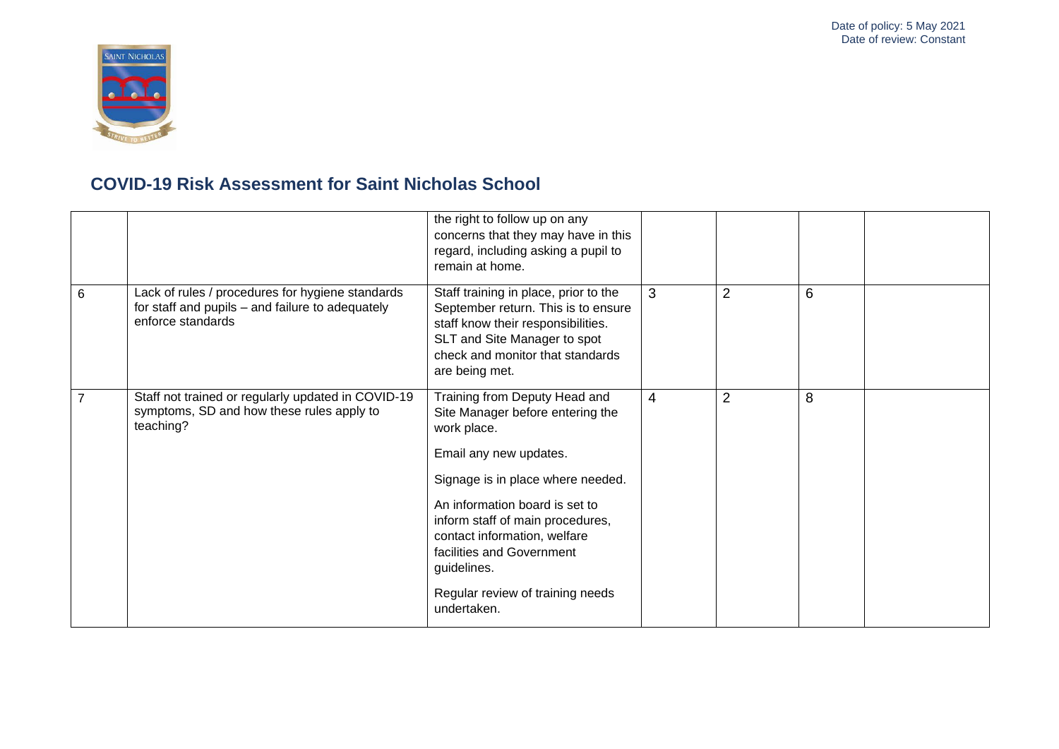# COVID-19 Risk Assessment for Saint Nicholas School

| | | | | | | |
|---|---|---|---|---|---|---|
| | | the right to follow up on any concerns that they may have in this regard, including asking a pupil to remain at home. | | | | |
| 6 | Lack of rules / procedures for hygiene standards for staff and pupils – and failure to adequately enforce standards | Staff training in place, prior to the September return. This is to ensure staff know their responsibilities. SLT and Site Manager to spot check and monitor that standards are being met. | 3 | 2 | 6 | |
| 7 | Staff not trained or regularly updated in COVID-19 symptoms, SD and how these rules apply to teaching? | Training from Deputy Head and Site Manager before entering the work place.<br><br>Email any new updates.<br><br>Signage is in place where needed.<br><br>An information board is set to inform staff of main procedures, contact information, welfare facilities and Government guidelines.<br><br>Regular review of training needs undertaken. | 4 | 2 | 8 | |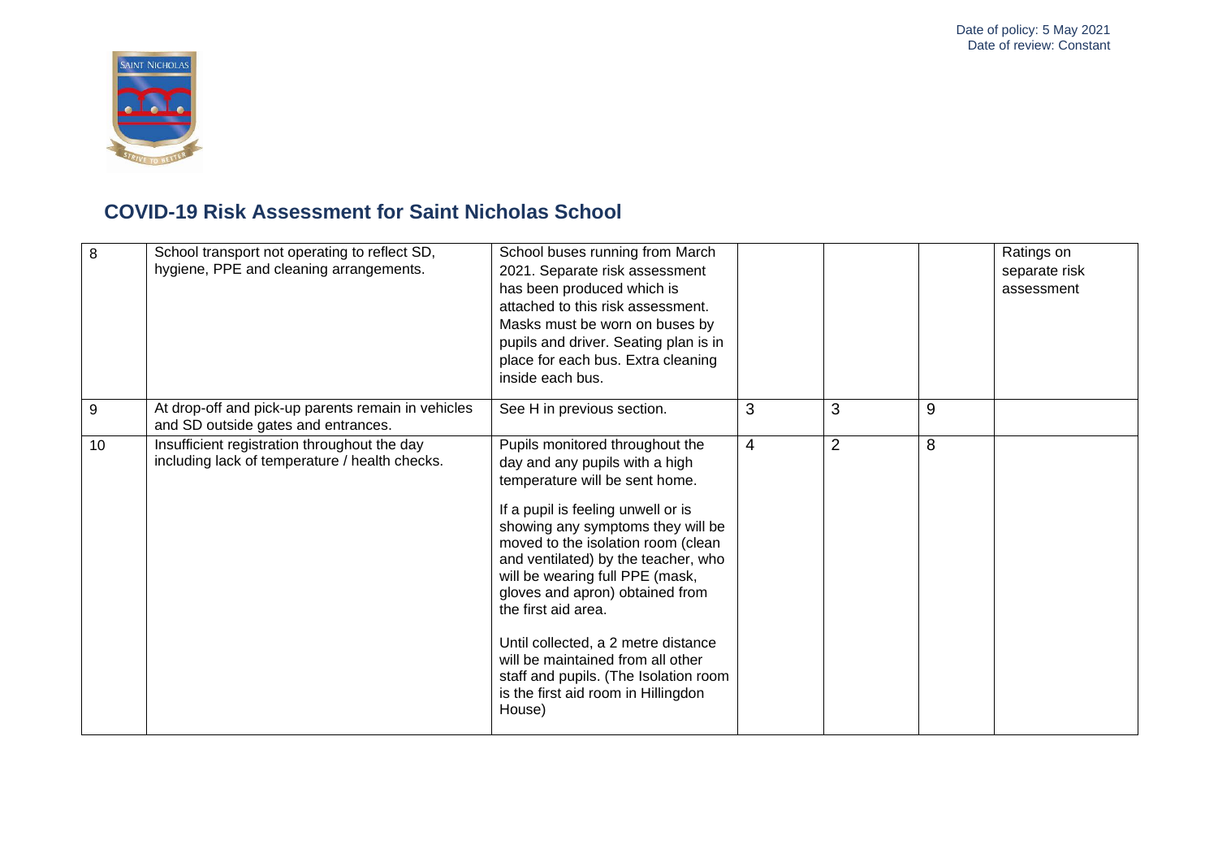# COVID-19 Risk Assessment for Saint Nicholas School

| | | | | | | |
|---|---|---|---|---|---|---|
| 8 | School transport not operating to reflect SD, hygiene, PPE and cleaning arrangements. | School buses running from March 2021. Separate risk assessment has been produced which is attached to this risk assessment. Masks must be worn on buses by pupils and driver. Seating plan is in place for each bus. Extra cleaning inside each bus. | | | | Ratings on separate risk assessment |
| 9 | At drop-off and pick-up parents remain in vehicles and SD outside gates and entrances. | See H in previous section. | 3 | 3 | 9 | |
| 10 | Insufficient registration throughout the day including lack of temperature / health checks. | Pupils monitored throughout the day and any pupils with a high temperature will be sent home.<br><br>If a pupil is feeling unwell or is showing any symptoms they will be moved to the isolation room (clean and ventilated) by the teacher, who will be wearing full PPE (mask, gloves and apron) obtained from the first aid area.<br><br>Until collected, a 2 metre distance will be maintained from all other staff and pupils. (The Isolation room is the first aid room in Hillingdon House) | 4 | 2 | 8 | |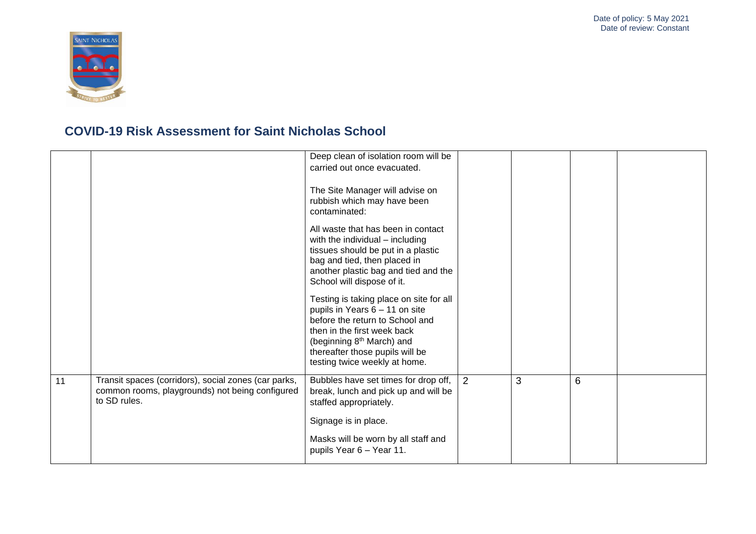## COVID-19 Risk Assessment for Saint Nicholas School

| | | | | | | |
|---|---|---|---|---|---|---|
| | | Deep clean of isolation room will be carried out once evacuated.<br><br>The Site Manager will advise on rubbish which may have been contaminated:<br><br>All waste that has been in contact with the individual – including tissues should be put in a plastic bag and tied, then placed in another plastic bag and tied and the School will dispose of it.<br><br>Testing is taking place on site for all pupils in Years 6 – 11 on site before the return to School and then in the first week back (beginning 8th March) and thereafter those pupils will be testing twice weekly at home. | | | | |
| 11 | Transit spaces (corridors), social zones (car parks, common rooms, playgrounds) not being configured to SD rules. | Bubbles have set times for drop off, break, lunch and pick up and will be staffed appropriately.<br><br>Signage is in place.<br><br>Masks will be worn by all staff and pupils Year 6 – Year 11. | 2 | 3 | 6 | |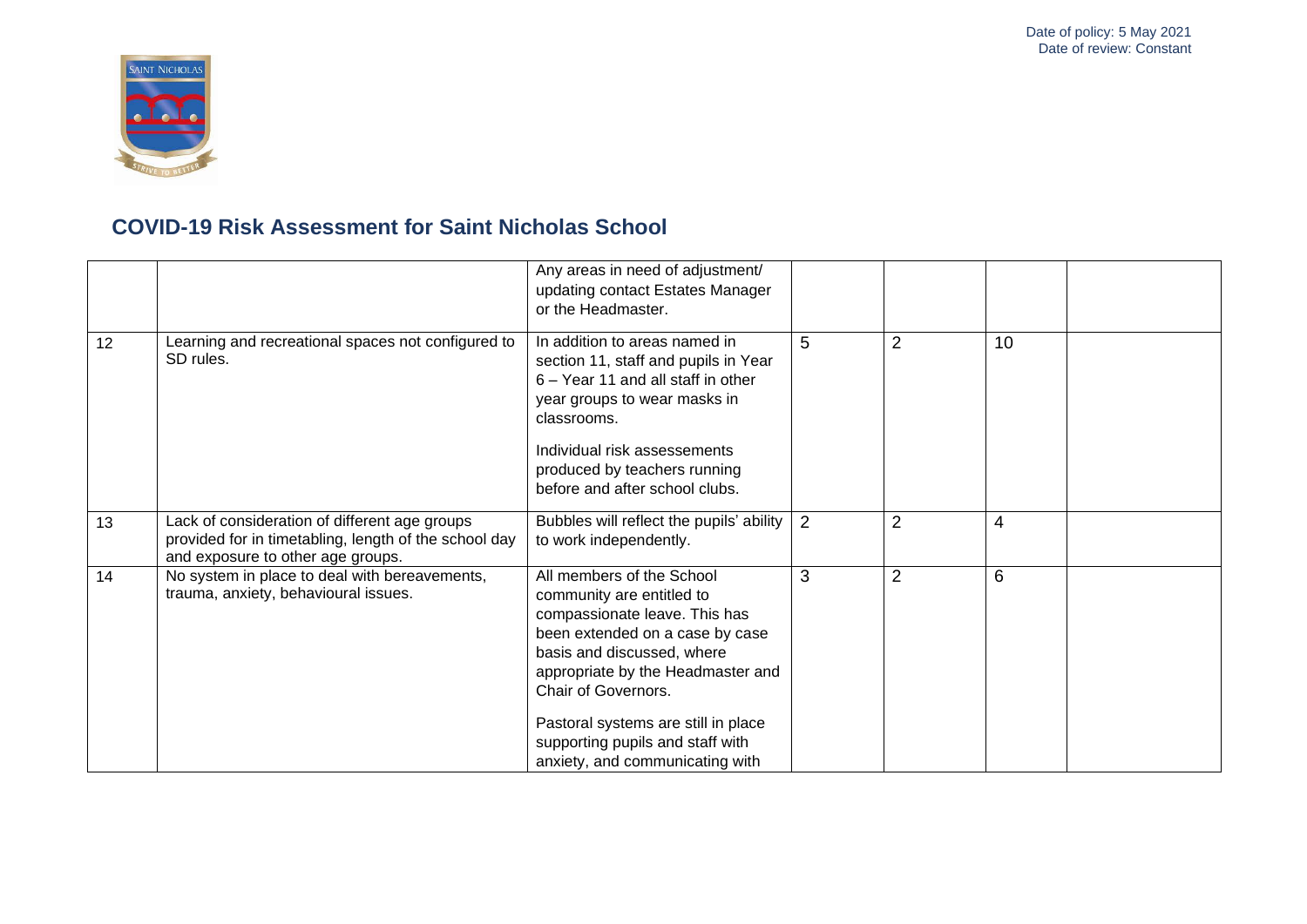# COVID-19 Risk Assessment for Saint Nicholas School

| | | | | | | |
|---|---|---|---|---|---|---|
| | | Any areas in need of adjustment/ updating contact Estates Manager or the Headmaster. | | | | |
| 12 | Learning and recreational spaces not configured to SD rules. | In addition to areas named in section 11, staff and pupils in Year 6 – Year 11 and all staff in other year groups to wear masks in classrooms.<br><br>Individual risk assessements produced by teachers running before and after school clubs. | 5 | 2 | 10 | |
| 13 | Lack of consideration of different age groups provided for in timetabling, length of the school day and exposure to other age groups. | Bubbles will reflect the pupils' ability to work independently. | 2 | 2 | 4 | |
| 14 | No system in place to deal with bereavements, trauma, anxiety, behavioural issues. | All members of the School community are entitled to compassionate leave. This has been extended on a case by case basis and discussed, where appropriate by the Headmaster and Chair of Governors.<br><br>Pastoral systems are still in place supporting pupils and staff with anxiety, and communicating with | 3 | 2 | 6 | |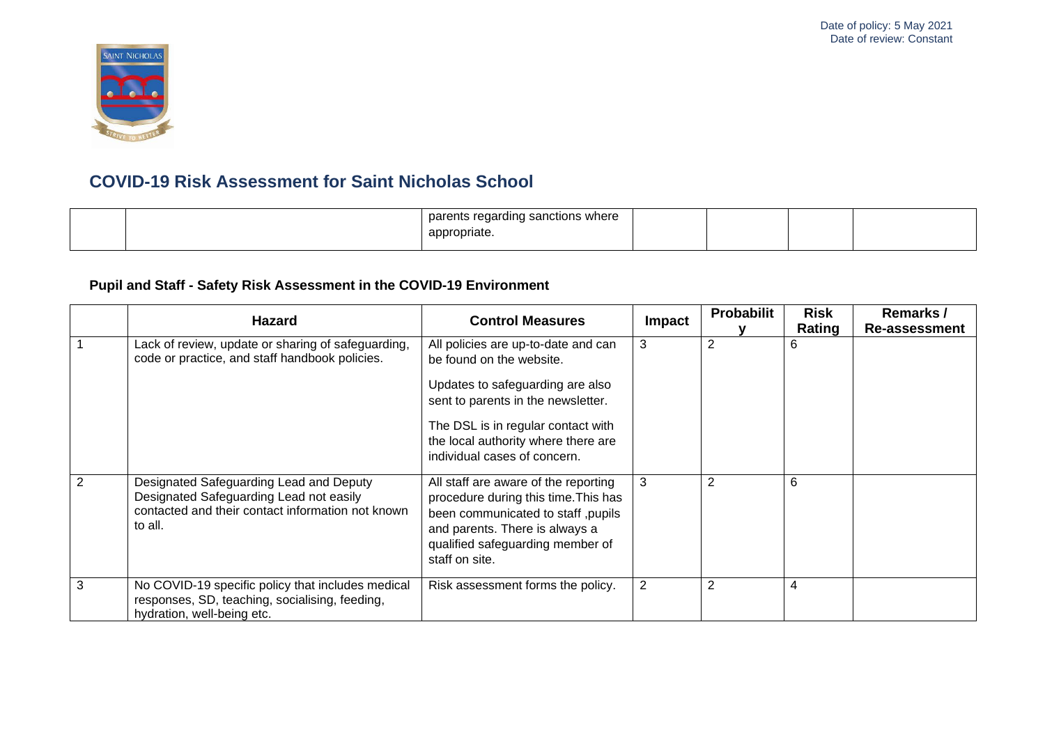# COVID-19 Risk Assessment for Saint Nicholas School

| | | | | | | |
|---|---|---|---|---|---|---|
| | | parents regarding sanctions where appropriate. | | | | |

## Pupil and Staff - Safety Risk Assessment in the COVID-19 Environment

| | Hazard | Control Measures | Impact | Probability | Risk Rating | Remarks / Re-assessment |
|---|---|---|---|---|---|---|
| 1 | Lack of review, update or sharing of safeguarding, code or practice, and staff handbook policies. | All policies are up-to-date and can be found on the website.<br><br>Updates to safeguarding are also sent to parents in the newsletter.<br><br>The DSL is in regular contact with the local authority where there are individual cases of concern. | 3 | 2 | 6 | |
| 2 | Designated Safeguarding Lead and Deputy Designated Safeguarding Lead not easily contacted and their contact information not known to all. | All staff are aware of the reporting procedure during this time.This has been communicated to staff ,pupils and parents. There is always a qualified safeguarding member of staff on site. | 3 | 2 | 6 | |
| 3 | No COVID-19 specific policy that includes medical responses, SD, teaching, socialising, feeding, hydration, well-being etc. | Risk assessment forms the policy. | 2 | 2 | 4 | |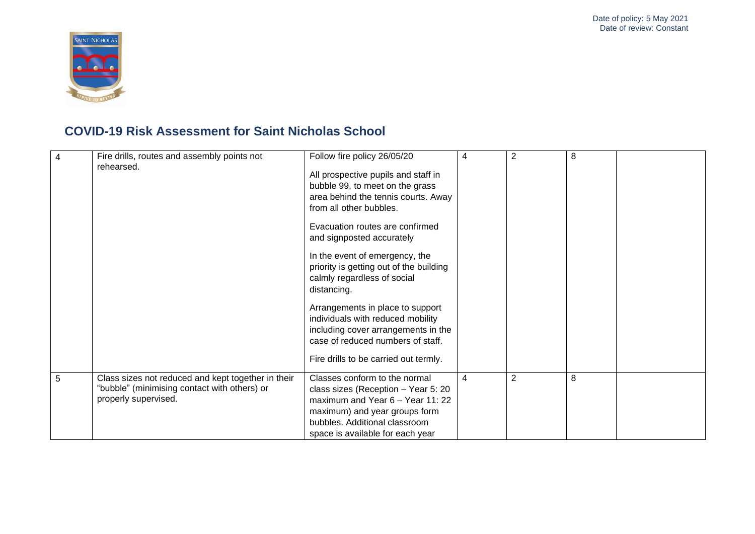# COVID-19 Risk Assessment for Saint Nicholas School

| | | | | | | |
|---|---|---|---|---|---|---|
| 4 | Fire drills, routes and assembly points not rehearsed. | Follow fire policy 26/05/20<br><br>All prospective pupils and staff in bubble 99, to meet on the grass area behind the tennis courts. Away from all other bubbles.<br><br>Evacuation routes are confirmed and signposted accurately<br><br>In the event of emergency, the priority is getting out of the building calmly regardless of social distancing.<br><br>Arrangements in place to support individuals with reduced mobility including cover arrangements in the case of reduced numbers of staff.<br><br>Fire drills to be carried out termly. | 4 | 2 | 8 | |
| 5 | Class sizes not reduced and kept together in their "bubble" (minimising contact with others) or properly supervised. | Classes conform to the normal class sizes (Reception – Year 5: 20 maximum and Year 6 – Year 11: 22 maximum) and year groups form bubbles. Additional classroom space is available for each year | 4 | 2 | 8 | |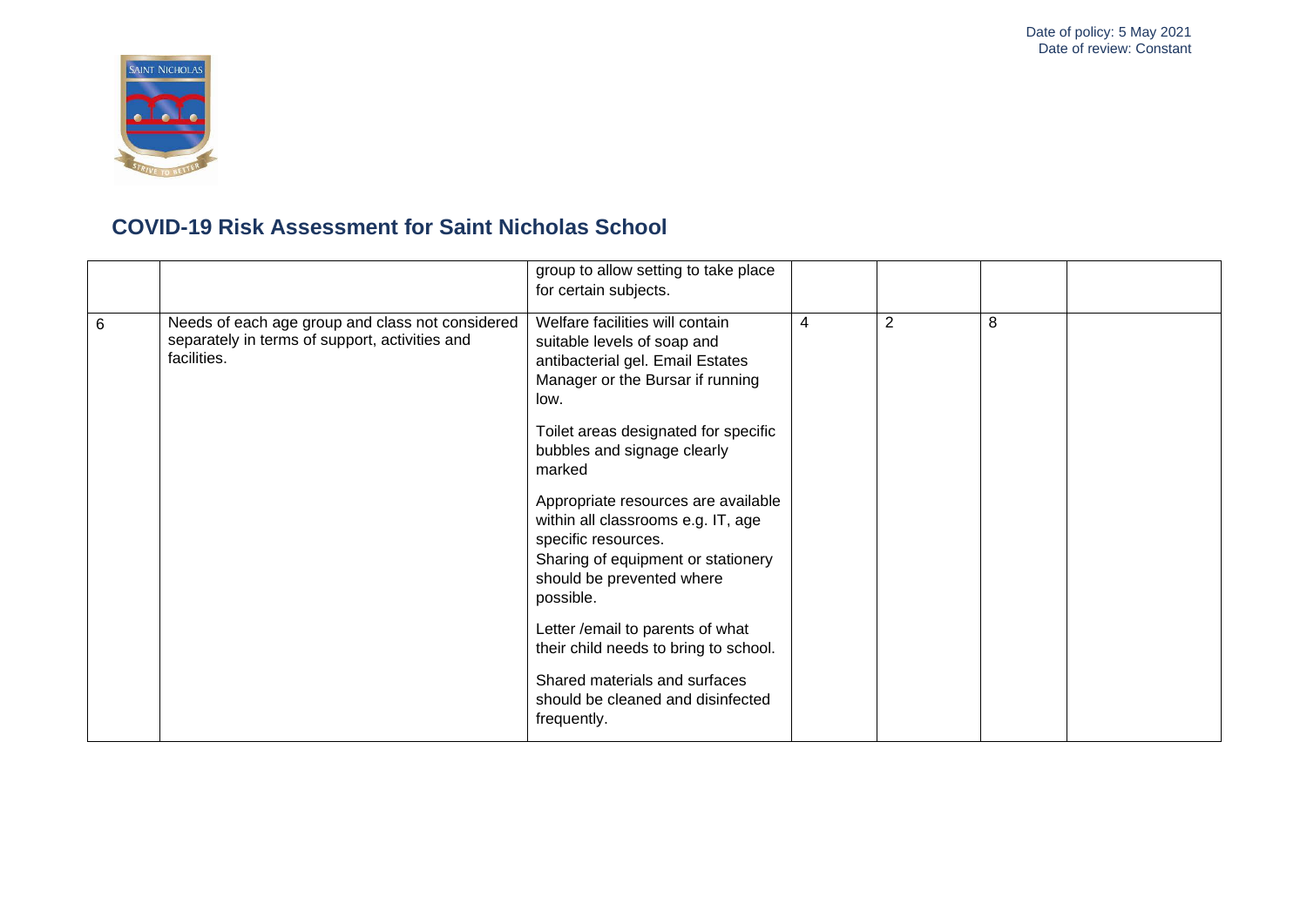## COVID-19 Risk Assessment for Saint Nicholas School

| | | | | | | |
|---|---|---|---|---|---|---|
| | | group to allow setting to take place for certain subjects. | | | | |
| 6 | Needs of each age group and class not considered separately in terms of support, activities and facilities. | Welfare facilities will contain suitable levels of soap and antibacterial gel. Email Estates Manager or the Bursar if running low.<br><br>Toilet areas designated for specific bubbles and signage clearly marked<br><br>Appropriate resources are available within all classrooms e.g. IT, age specific resources.<br>Sharing of equipment or stationery should be prevented where possible.<br><br>Letter /email to parents of what their child needs to bring to school.<br><br>Shared materials and surfaces should be cleaned and disinfected frequently. | 4 | 2 | 8 | |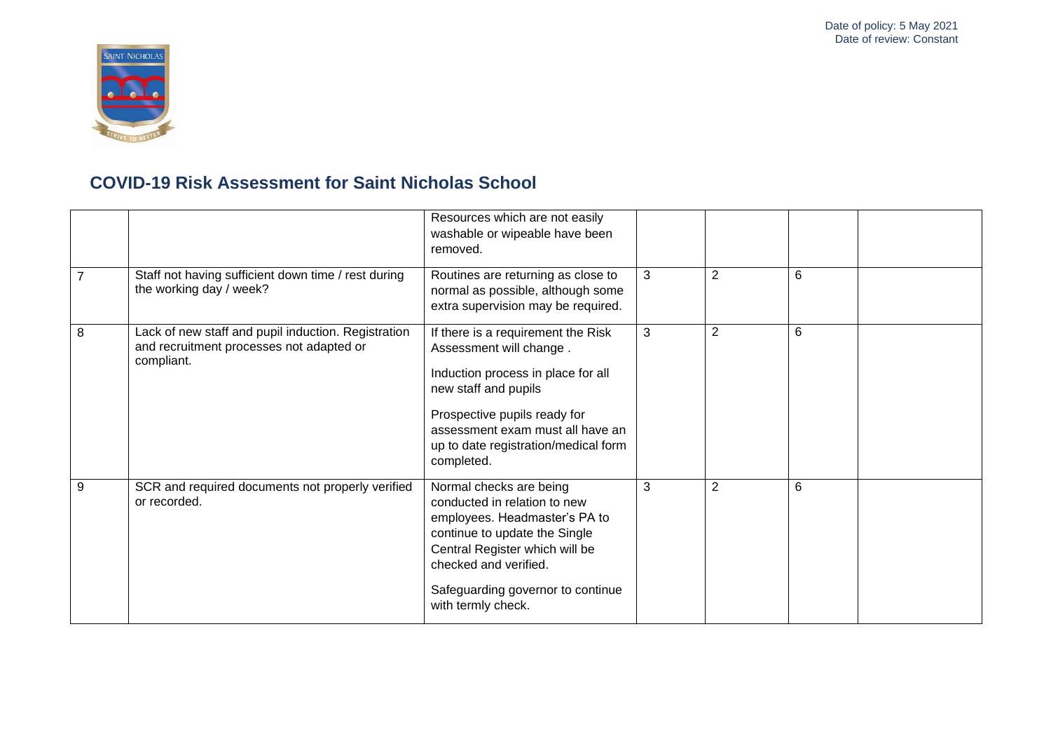Date of policy: 5 May 2021
Date of review: Constant

## COVID-19 Risk Assessment for Saint Nicholas School

| | | | | | | |
|---|---|---|---|---|---|---|
| | | Resources which are not easily washable or wipeable have been removed. | | | | |
| 7 | Staff not having sufficient down time / rest during the working day / week? | Routines are returning as close to normal as possible, although some extra supervision may be required. | 3 | 2 | 6 | |
| 8 | Lack of new staff and pupil induction. Registration and recruitment processes not adapted or compliant. | If there is a requirement the Risk Assessment will change .<br><br>Induction process in place for all new staff and pupils<br><br>Prospective pupils ready for assessment exam must all have an up to date registration/medical form completed. | 3 | 2 | 6 | |
| 9 | SCR and required documents not properly verified or recorded. | Normal checks are being conducted in relation to new employees. Headmaster's PA to continue to update the Single Central Register which will be checked and verified.<br><br>Safeguarding governor to continue with termly check. | 3 | 2 | 6 | |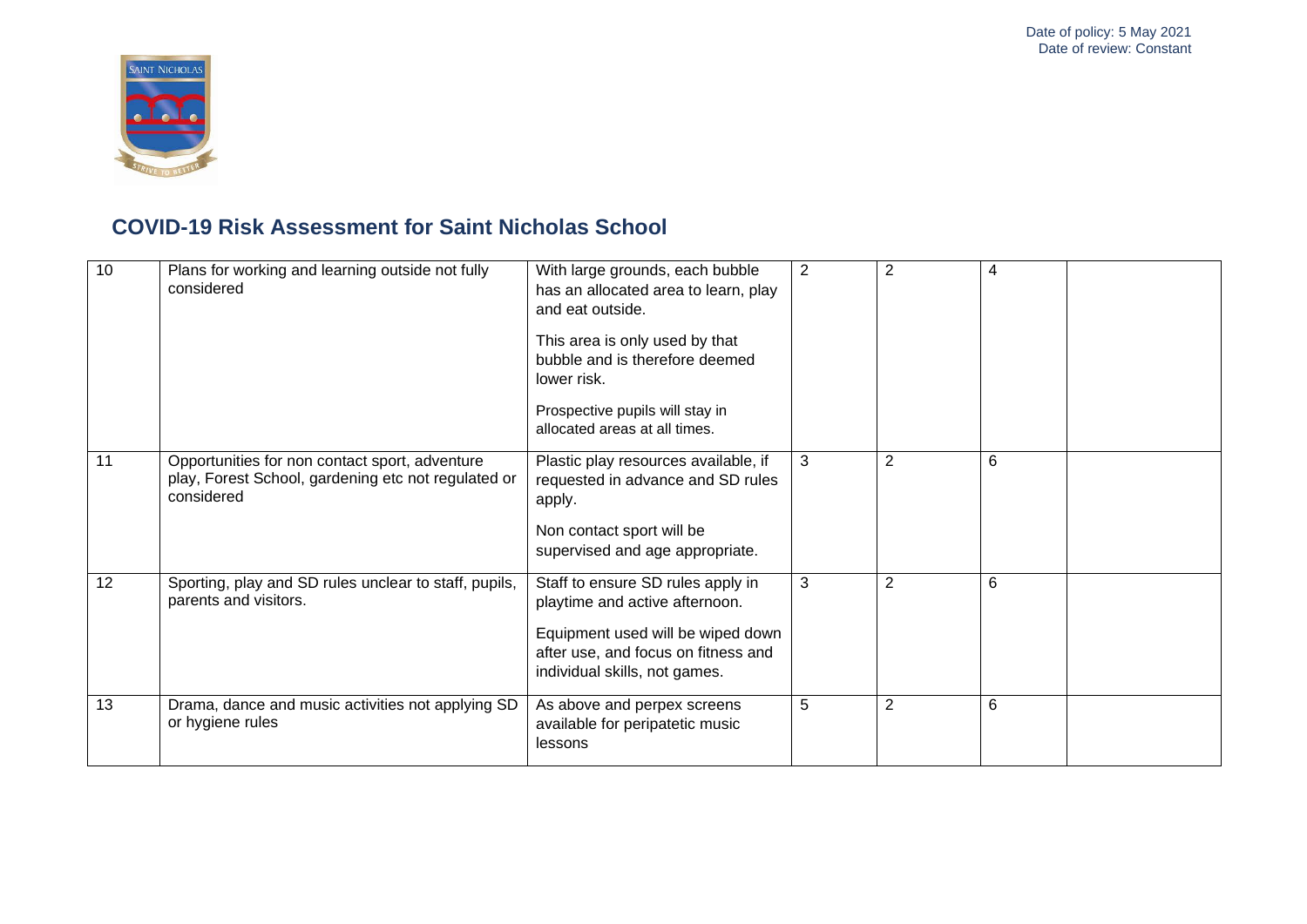## COVID-19 Risk Assessment for Saint Nicholas School

| | | | | | | |
|---|---|---|---|---|---|---|
| 10 | Plans for working and learning outside not fully considered | With large grounds, each bubble has an allocated area to learn, play and eat outside.<br><br>This area is only used by that bubble and is therefore deemed lower risk.<br><br>Prospective pupils will stay in allocated areas at all times. | 2 | 2 | 4 | |
| 11 | Opportunities for non contact sport, adventure play, Forest School, gardening etc not regulated or considered | Plastic play resources available, if requested in advance and SD rules apply.<br><br>Non contact sport will be supervised and age appropriate. | 3 | 2 | 6 | |
| 12 | Sporting, play and SD rules unclear to staff, pupils, parents and visitors. | Staff to ensure SD rules apply in playtime and active afternoon.<br><br>Equipment used will be wiped down after use, and focus on fitness and individual skills, not games. | 3 | 2 | 6 | |
| 13 | Drama, dance and music activities not applying SD or hygiene rules | As above and perpex screens available for peripatetic music lessons | 5 | 2 | 6 | |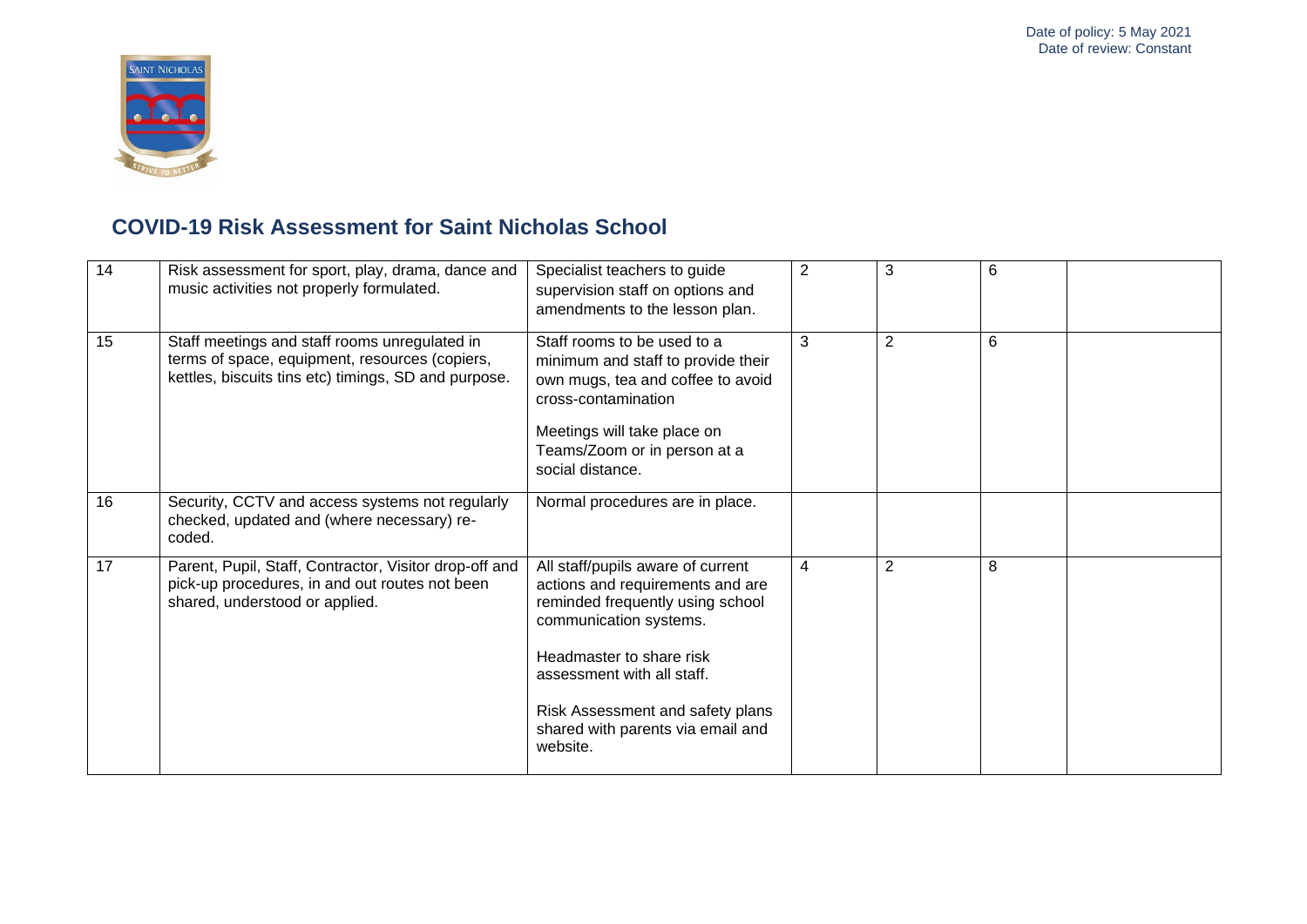Date of policy: 5 May 2021
Date of review: Constant

## COVID-19 Risk Assessment for Saint Nicholas School

| | | | | | | |
|---|---|---|---|---|---|---|
| 14 | Risk assessment for sport, play, drama, dance and music activities not properly formulated. | Specialist teachers to guide supervision staff on options and amendments to the lesson plan. | 2 | 3 | 6 | |
| 15 | Staff meetings and staff rooms unregulated in terms of space, equipment, resources (copiers, kettles, biscuits tins etc) timings, SD and purpose. | Staff rooms to be used to a minimum and staff to provide their own mugs, tea and coffee to avoid cross-contamination<br><br>Meetings will take place on Teams/Zoom or in person at a social distance. | 3 | 2 | 6 | |
| 16 | Security, CCTV and access systems not regularly checked, updated and (where necessary) re-coded. | Normal procedures are in place. | | | | |
| 17 | Parent, Pupil, Staff, Contractor, Visitor drop-off and pick-up procedures, in and out routes not been shared, understood or applied. | All staff/pupils aware of current actions and requirements and are reminded frequently using school communication systems.<br><br>Headmaster to share risk assessment with all staff.<br><br>Risk Assessment and safety plans shared with parents via email and website. | 4 | 2 | 8 | |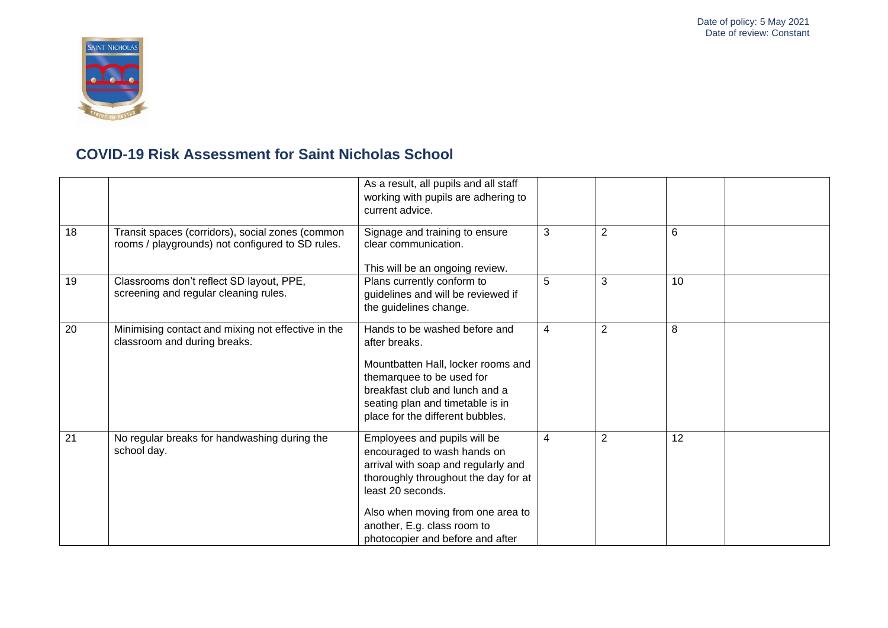# COVID-19 Risk Assessment for Saint Nicholas School

| | | | | | | |
|---|---|---|---|---|---|---|
| | | As a result, all pupils and all staff working with pupils are adhering to current advice. | | | | |
| 18 | Transit spaces (corridors), social zones (common rooms / playgrounds) not configured to SD rules. | Signage and training to ensure clear communication.<br><br>This will be an ongoing review. | 3 | 2 | 6 | |
| 19 | Classrooms don't reflect SD layout, PPE, screening and regular cleaning rules. | Plans currently conform to guidelines and will be reviewed if the guidelines change. | 5 | 3 | 10 | |
| 20 | Minimising contact and mixing not effective in the classroom and during breaks. | Hands to be washed before and after breaks.<br><br>Mountbatten Hall, locker rooms and themarquee to be used for breakfast club and lunch and a seating plan and timetable is in place for the different bubbles. | 4 | 2 | 8 | |
| 21 | No regular breaks for handwashing during the school day. | Employees and pupils will be encouraged to wash hands on arrival with soap and regularly and thoroughly throughout the day for at least 20 seconds.<br><br>Also when moving from one area to another, E.g. class room to photocopier and before and after | 4 | 2 | 12 | |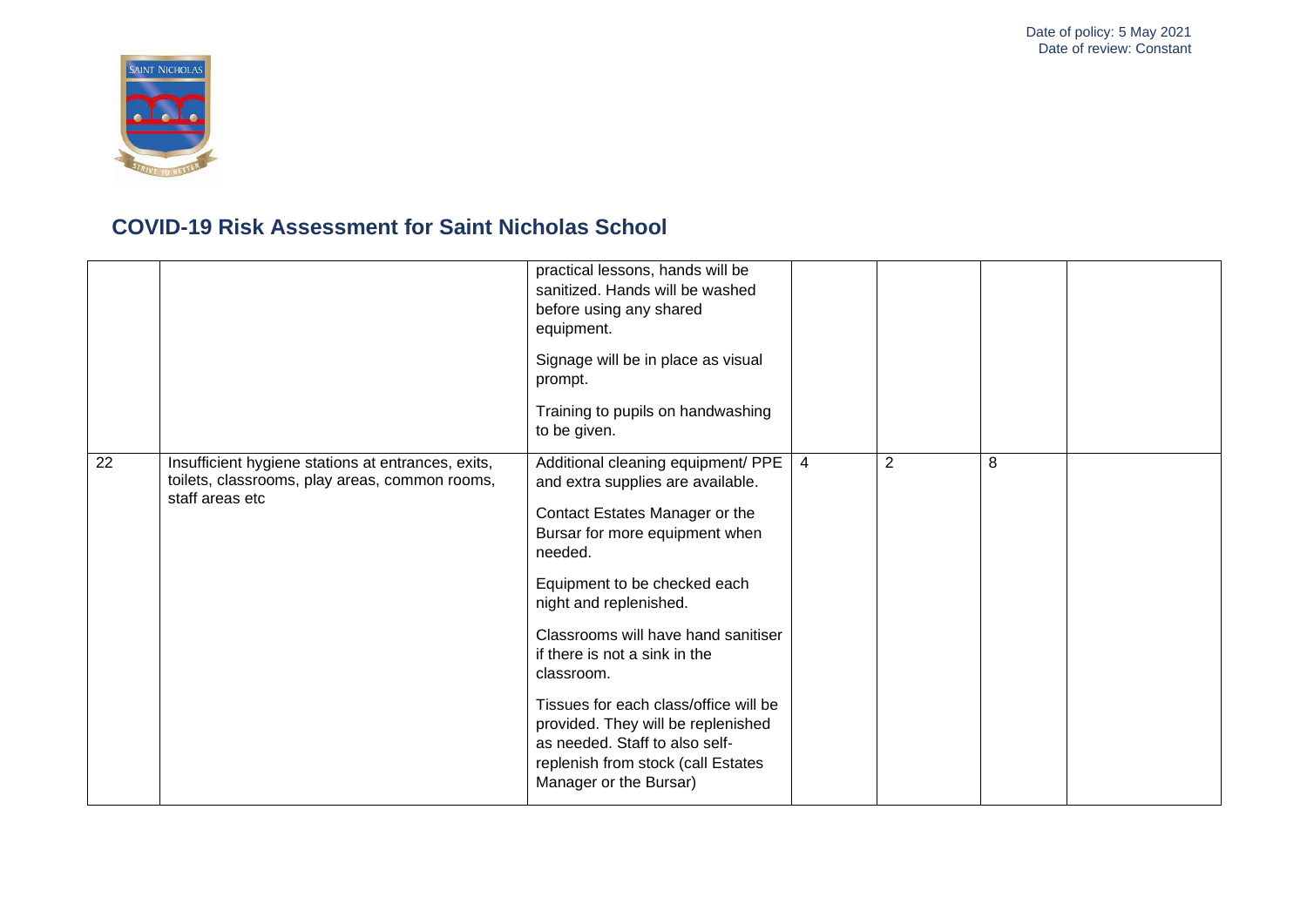# COVID-19 Risk Assessment for Saint Nicholas School

| | | | | | | |
|---|---|---|---|---|---|---|
| | | practical lessons, hands will be sanitized. Hands will be washed before using any shared equipment.<br><br>Signage will be in place as visual prompt.<br><br>Training to pupils on handwashing to be given. | | | | |
| 22 | Insufficient hygiene stations at entrances, exits, toilets, classrooms, play areas, common rooms, staff areas etc | Additional cleaning equipment/ PPE and extra supplies are available.<br><br>Contact Estates Manager or the Bursar for more equipment when needed.<br><br>Equipment to be checked each night and replenished.<br><br>Classrooms will have hand sanitiser if there is not a sink in the classroom.<br><br>Tissues for each class/office will be provided. They will be replenished as needed. Staff to also self-replenish from stock (call Estates Manager or the Bursar) | 4 | 2 | 8 | |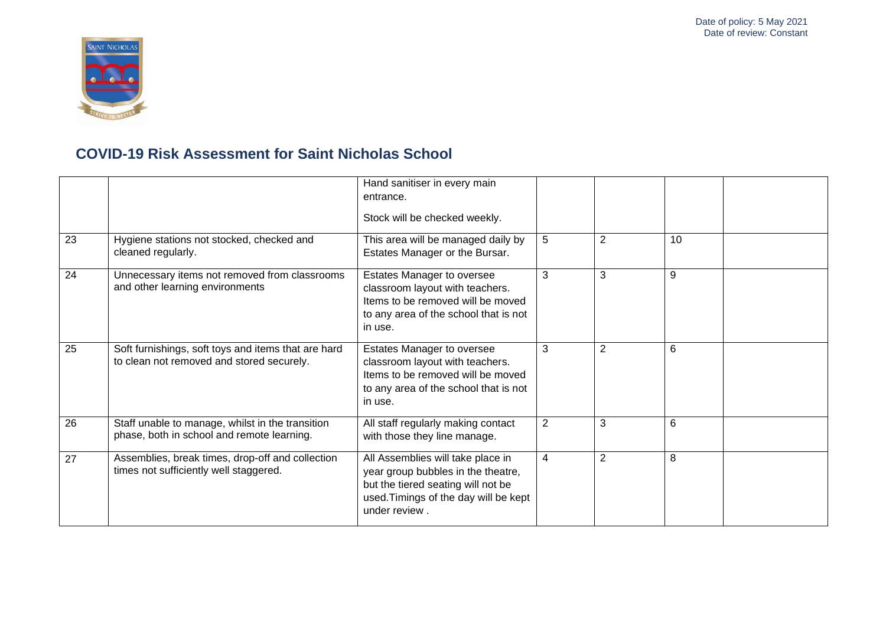Date of policy: 5 May 2021
Date of review: Constant

## COVID-19 Risk Assessment for Saint Nicholas School

| | | | | | | |
|---|---|---|---|---|---|---|
| | | Hand sanitiser in every main entrance.<br><br>Stock will be checked weekly. | | | | |
| 23 | Hygiene stations not stocked, checked and cleaned regularly. | This area will be managed daily by Estates Manager or the Bursar. | 5 | 2 | 10 | |
| 24 | Unnecessary items not removed from classrooms and other learning environments | Estates Manager to oversee classroom layout with teachers. Items to be removed will be moved to any area of the school that is not in use. | 3 | 3 | 9 | |
| 25 | Soft furnishings, soft toys and items that are hard to clean not removed and stored securely. | Estates Manager to oversee classroom layout with teachers. Items to be removed will be moved to any area of the school that is not in use. | 3 | 2 | 6 | |
| 26 | Staff unable to manage, whilst in the transition phase, both in school and remote learning. | All staff regularly making contact with those they line manage. | 2 | 3 | 6 | |
| 27 | Assemblies, break times, drop-off and collection times not sufficiently well staggered. | All Assemblies will take place in year group bubbles in the theatre, but the tiered seating will not be used.Timings of the day will be kept under review . | 4 | 2 | 8 | |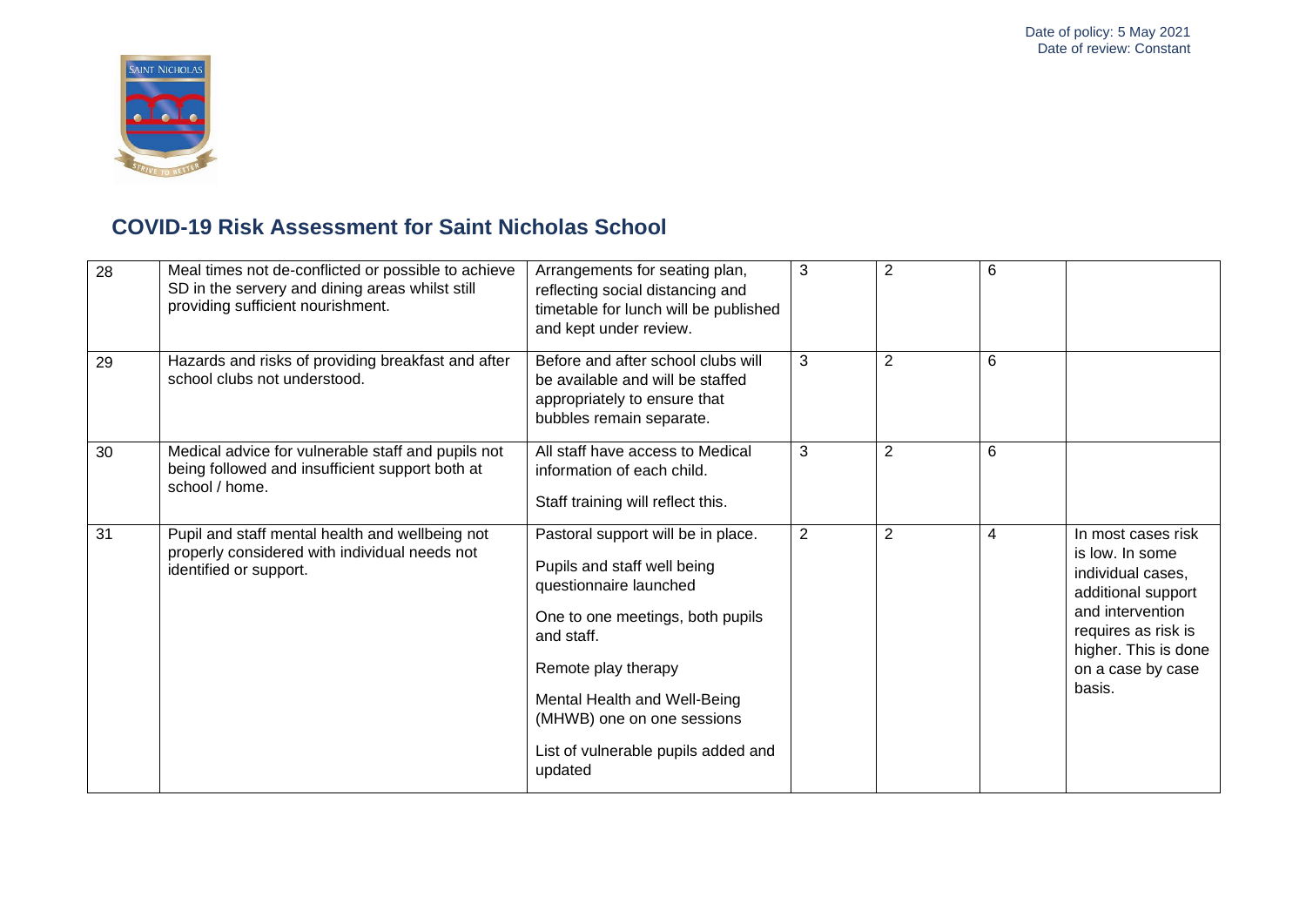# COVID-19 Risk Assessment for Saint Nicholas School

| | | | | | | |
|---|---|---|---|---|---|---|
| 28 | Meal times not de-conflicted or possible to achieve SD in the servery and dining areas whilst still providing sufficient nourishment. | Arrangements for seating plan, reflecting social distancing and timetable for lunch will be published and kept under review. | 3 | 2 | 6 | |
| 29 | Hazards and risks of providing breakfast and after school clubs not understood. | Before and after school clubs will be available and will be staffed appropriately to ensure that bubbles remain separate. | 3 | 2 | 6 | |
| 30 | Medical advice for vulnerable staff and pupils not being followed and insufficient support both at school / home. | All staff have access to Medical information of each child.<br><br>Staff training will reflect this. | 3 | 2 | 6 | |
| 31 | Pupil and staff mental health and wellbeing not properly considered with individual needs not identified or support. | Pastoral support will be in place.<br><br>Pupils and staff well being questionnaire launched<br><br>One to one meetings, both pupils and staff.<br><br>Remote play therapy<br><br>Mental Health and Well-Being (MHWB) one on one sessions<br><br>List of vulnerable pupils added and updated | 2 | 2 | 4 | In most cases risk is low. In some individual cases, additional support and intervention requires as risk is higher. This is done on a case by case basis. |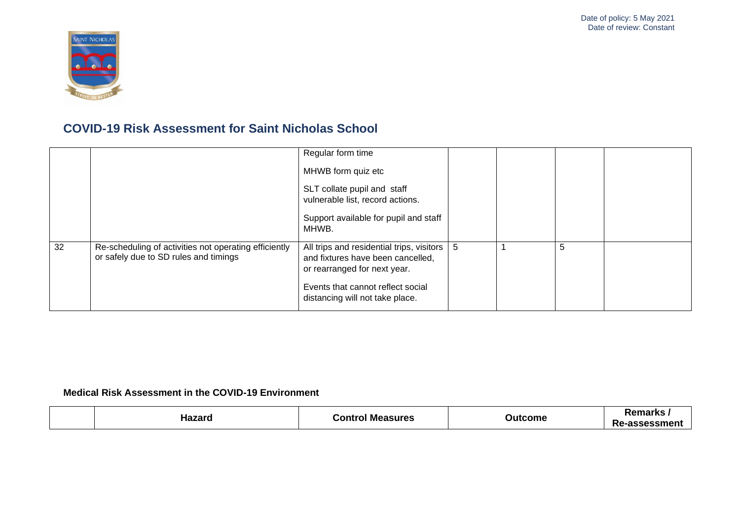# COVID-19 Risk Assessment for Saint Nicholas School

| | | | | | | |
|---|---|---|---|---|---|---|
| | | Regular form time<br><br>MHWB form quiz etc<br><br>SLT collate pupil and staff vulnerable list, record actions.<br><br>Support available for pupil and staff MHWB. | | | | |
| 32 | Re-scheduling of activities not operating efficiently or safely due to SD rules and timings | All trips and residential trips, visitors and fixtures have been cancelled, or rearranged for next year.<br><br>Events that cannot reflect social distancing will not take place. | 5 | 1 | 5 | |

### Medical Risk Assessment in the COVID-19 Environment

| | Hazard | Control Measures | Outcome | Remarks / Re-assessment |
|---|---|---|---|---|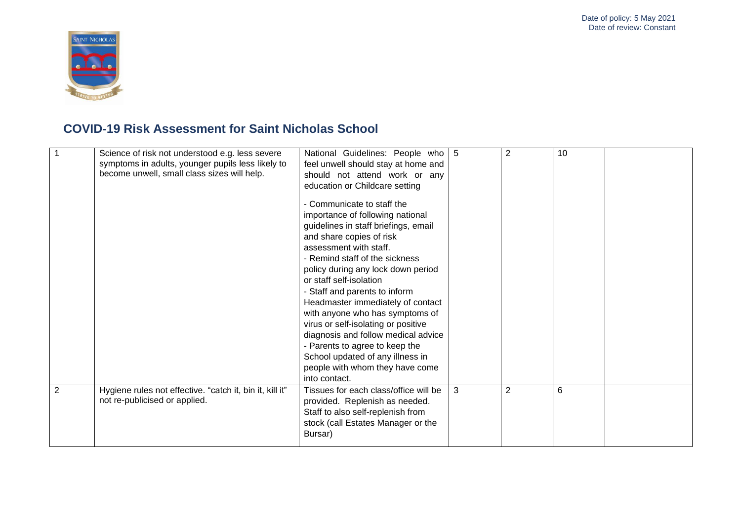Date of policy: 5 May 2021
Date of review: Constant

## COVID-19 Risk Assessment for Saint Nicholas School

| | | | | | | |
|---|---|---|---|---|---|---|
| 1 | Science of risk not understood e.g. less severe symptoms in adults, younger pupils less likely to become unwell, small class sizes will help. | National Guidelines: People who feel unwell should stay at home and should not attend work or any education or Childcare setting<br><br>- Communicate to staff the importance of following national guidelines in staff briefings, email and share copies of risk assessment with staff.<br>- Remind staff of the sickness policy during any lock down period or staff self-isolation<br>- Staff and parents to inform Headmaster immediately of contact with anyone who has symptoms of virus or self-isolating or positive diagnosis and follow medical advice<br>- Parents to agree to keep the School updated of any illness in people with whom they have come into contact. | 5 | 2 | 10 | |
| 2 | Hygiene rules not effective. "catch it, bin it, kill it" not re-publicised or applied. | Tissues for each class/office will be provided. Replenish as needed. Staff to also self-replenish from stock (call Estates Manager or the Bursar) | 3 | 2 | 6 | |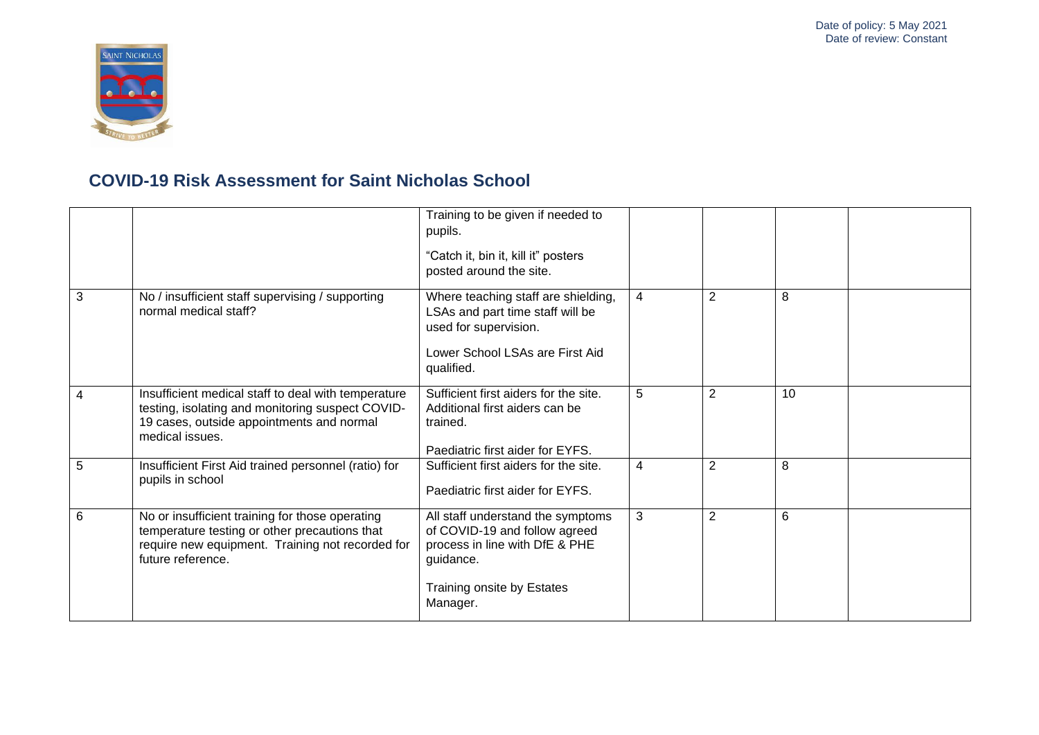Date of policy: 5 May 2021
Date of review: Constant

## COVID-19 Risk Assessment for Saint Nicholas School

| | | | | | | |
|---|---|---|---|---|---|---|
| | | Training to be given if needed to pupils.<br><br>"Catch it, bin it, kill it" posters posted around the site. | | | | |
| 3 | No / insufficient staff supervising / supporting normal medical staff? | Where teaching staff are shielding, LSAs and part time staff will be used for supervision.<br><br>Lower School LSAs are First Aid qualified. | 4 | 2 | 8 | |
| 4 | Insufficient medical staff to deal with temperature testing, isolating and monitoring suspect COVID-19 cases, outside appointments and normal medical issues. | Sufficient first aiders for the site. Additional first aiders can be trained.<br><br>Paediatric first aider for EYFS. | 5 | 2 | 10 | |
| 5 | Insufficient First Aid trained personnel (ratio) for pupils in school | Sufficient first aiders for the site.<br><br>Paediatric first aider for EYFS. | 4 | 2 | 8 | |
| 6 | No or insufficient training for those operating temperature testing or other precautions that require new equipment. Training not recorded for future reference. | All staff understand the symptoms of COVID-19 and follow agreed process in line with DfE & PHE guidance.<br><br>Training onsite by Estates Manager. | 3 | 2 | 6 | |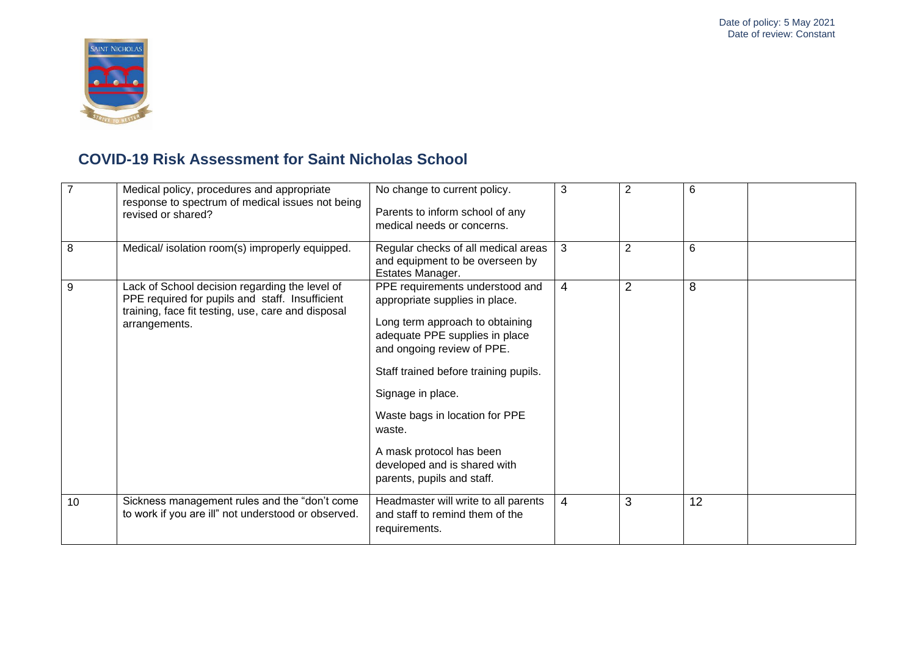Date of policy: 5 May 2021
Date of review: Constant

## COVID-19 Risk Assessment for Saint Nicholas School

| | | | | | | |
|---|---|---|---|---|---|---|
| 7 | Medical policy, procedures and appropriate response to spectrum of medical issues not being revised or shared? | No change to current policy.<br><br>Parents to inform school of any medical needs or concerns. | 3 | 2 | 6 | |
| 8 | Medical/ isolation room(s) improperly equipped. | Regular checks of all medical areas and equipment to be overseen by Estates Manager. | 3 | 2 | 6 | |
| 9 | Lack of School decision regarding the level of PPE required for pupils and staff. Insufficient training, face fit testing, use, care and disposal arrangements. | PPE requirements understood and appropriate supplies in place.<br><br>Long term approach to obtaining adequate PPE supplies in place and ongoing review of PPE.<br><br>Staff trained before training pupils.<br><br>Signage in place.<br><br>Waste bags in location for PPE waste.<br><br>A mask protocol has been developed and is shared with parents, pupils and staff. | 4 | 2 | 8 | |
| 10 | Sickness management rules and the "don't come to work if you are ill" not understood or observed. | Headmaster will write to all parents and staff to remind them of the requirements. | 4 | 3 | 12 | |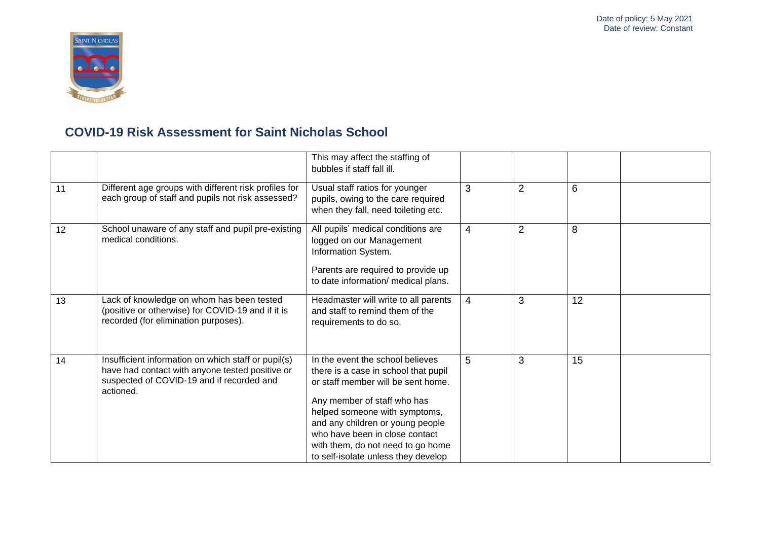# COVID-19 Risk Assessment for Saint Nicholas School

| | | | | | | |
|---|---|---|---|---|---|---|
| | | This may affect the staffing of bubbles if staff fall ill. | | | | |
| 11 | Different age groups with different risk profiles for each group of staff and pupils not risk assessed? | Usual staff ratios for younger pupils, owing to the care required when they fall, need toileting etc. | 3 | 2 | 6 | |
| 12 | School unaware of any staff and pupil pre-existing medical conditions. | All pupils' medical conditions are logged on our Management Information System.<br><br>Parents are required to provide up to date information/ medical plans. | 4 | 2 | 8 | |
| 13 | Lack of knowledge on whom has been tested (positive or otherwise) for COVID-19 and if it is recorded (for elimination purposes). | Headmaster will write to all parents and staff to remind them of the requirements to do so. | 4 | 3 | 12 | |
| 14 | Insufficient information on which staff or pupil(s) have had contact with anyone tested positive or suspected of COVID-19 and if recorded and actioned. | In the event the school believes there is a case in school that pupil or staff member will be sent home.<br><br>Any member of staff who has helped someone with symptoms, and any children or young people who have been in close contact with them, do not need to go home to self-isolate unless they develop | 5 | 3 | 15 | |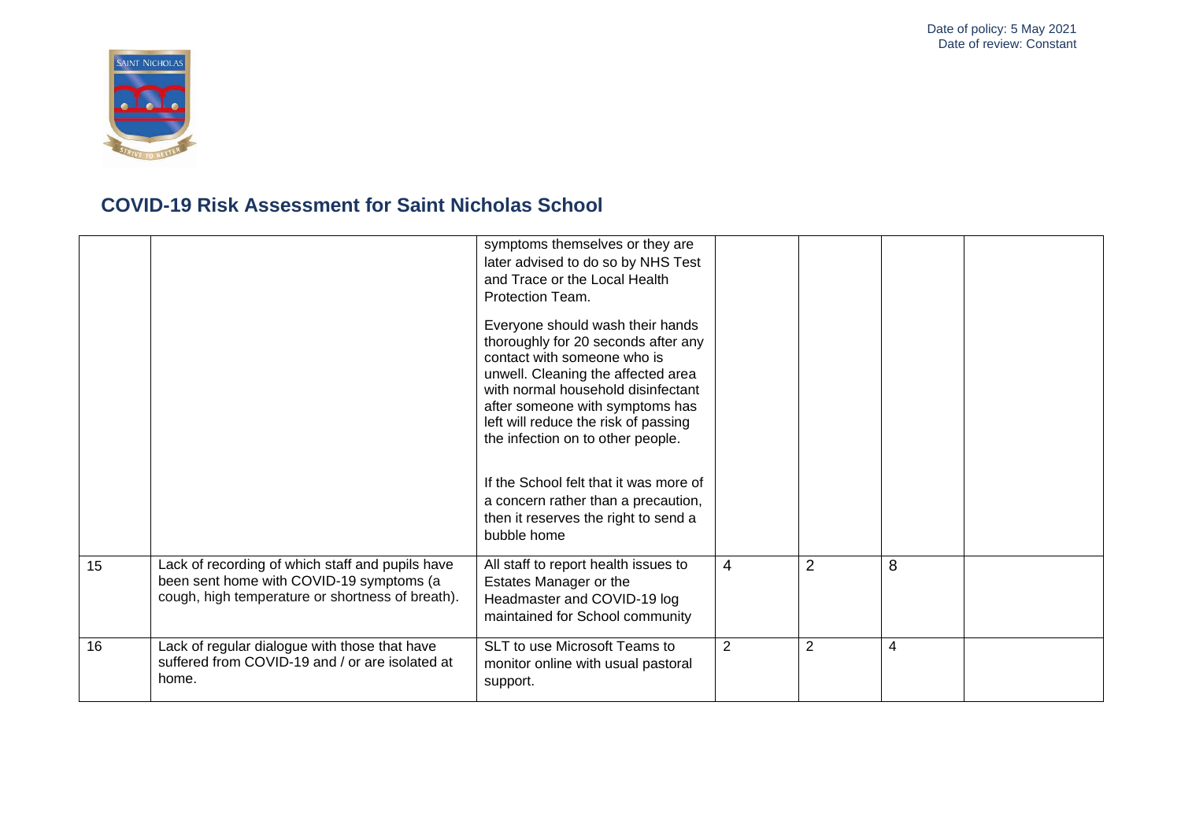## COVID-19 Risk Assessment for Saint Nicholas School

| | | | | | | |
|---|---|---|---|---|---|---|
| | | symptoms themselves or they are later advised to do so by NHS Test and Trace or the Local Health Protection Team.<br><br>Everyone should wash their hands thoroughly for 20 seconds after any contact with someone who is unwell. Cleaning the affected area with normal household disinfectant after someone with symptoms has left will reduce the risk of passing the infection on to other people.<br><br>If the School felt that it was more of a concern rather than a precaution, then it reserves the right to send a bubble home | | | | |
| 15 | Lack of recording of which staff and pupils have been sent home with COVID-19 symptoms (a cough, high temperature or shortness of breath). | All staff to report health issues to Estates Manager or the Headmaster and COVID-19 log maintained for School community | 4 | 2 | 8 | |
| 16 | Lack of regular dialogue with those that have suffered from COVID-19 and / or are isolated at home. | SLT to use Microsoft Teams to monitor online with usual pastoral support. | 2 | 2 | 4 | |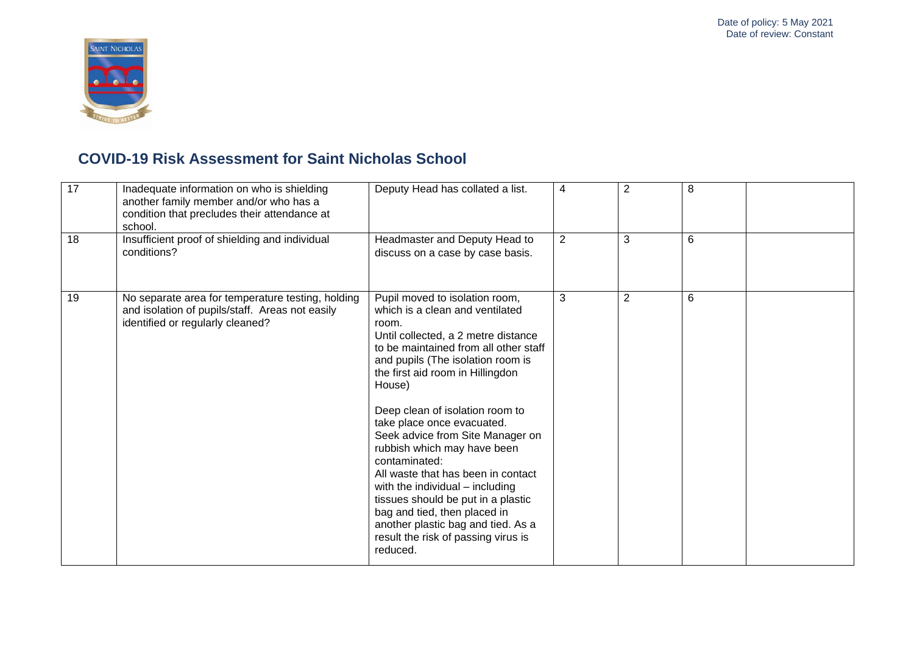## COVID-19 Risk Assessment for Saint Nicholas School

| | | | | | | |
|---|---|---|---|---|---|---|
| 17 | Inadequate information on who is shielding another family member and/or who has a condition that precludes their attendance at school. | Deputy Head has collated a list. | 4 | 2 | 8 | |
| 18 | Insufficient proof of shielding and individual conditions? | Headmaster and Deputy Head to discuss on a case by case basis. | 2 | 3 | 6 | |
| 19 | No separate area for temperature testing, holding and isolation of pupils/staff. Areas not easily identified or regularly cleaned? | Pupil moved to isolation room, which is a clean and ventilated room.<br>Until collected, a 2 metre distance to be maintained from all other staff and pupils (The isolation room is the first aid room in Hillingdon House)<br><br>Deep clean of isolation room to take place once evacuated.<br>Seek advice from Site Manager on rubbish which may have been contaminated:<br>All waste that has been in contact with the individual – including tissues should be put in a plastic bag and tied, then placed in another plastic bag and tied. As a result the risk of passing virus is reduced. | 3 | 2 | 6 | |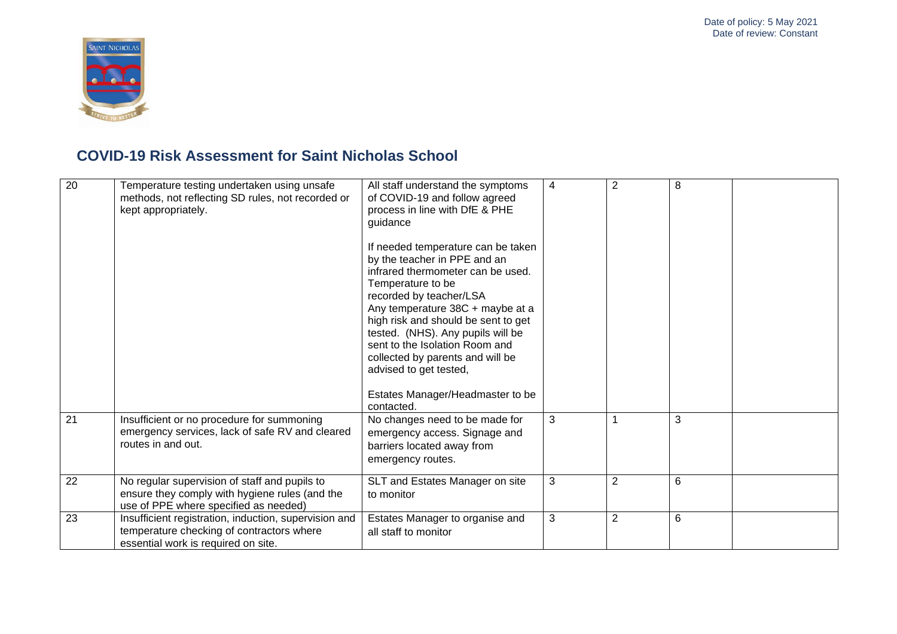Date of policy: 5 May 2021
Date of review: Constant

## COVID-19 Risk Assessment for Saint Nicholas School

| | | | | | | |
|---|---|---|---|---|---|---|
| 20 | Temperature testing undertaken using unsafe methods, not reflecting SD rules, not recorded or kept appropriately. | All staff understand the symptoms of COVID-19 and follow agreed process in line with DfE & PHE guidance<br><br>If needed temperature can be taken by the teacher in PPE and an infrared thermometer can be used. Temperature to be recorded by teacher/LSA<br>Any temperature 38C + maybe at a high risk and should be sent to get tested. (NHS). Any pupils will be sent to the Isolation Room and collected by parents and will be advised to get tested,<br><br>Estates Manager/Headmaster to be contacted. | 4 | 2 | 8 | |
| 21 | Insufficient or no procedure for summoning emergency services, lack of safe RV and cleared routes in and out. | No changes need to be made for emergency access. Signage and barriers located away from emergency routes. | 3 | 1 | 3 | |
| 22 | No regular supervision of staff and pupils to ensure they comply with hygiene rules (and the use of PPE where specified as needed) | SLT and Estates Manager on site to monitor | 3 | 2 | 6 | |
| 23 | Insufficient registration, induction, supervision and temperature checking of contractors where essential work is required on site. | Estates Manager to organise and all staff to monitor | 3 | 2 | 6 | |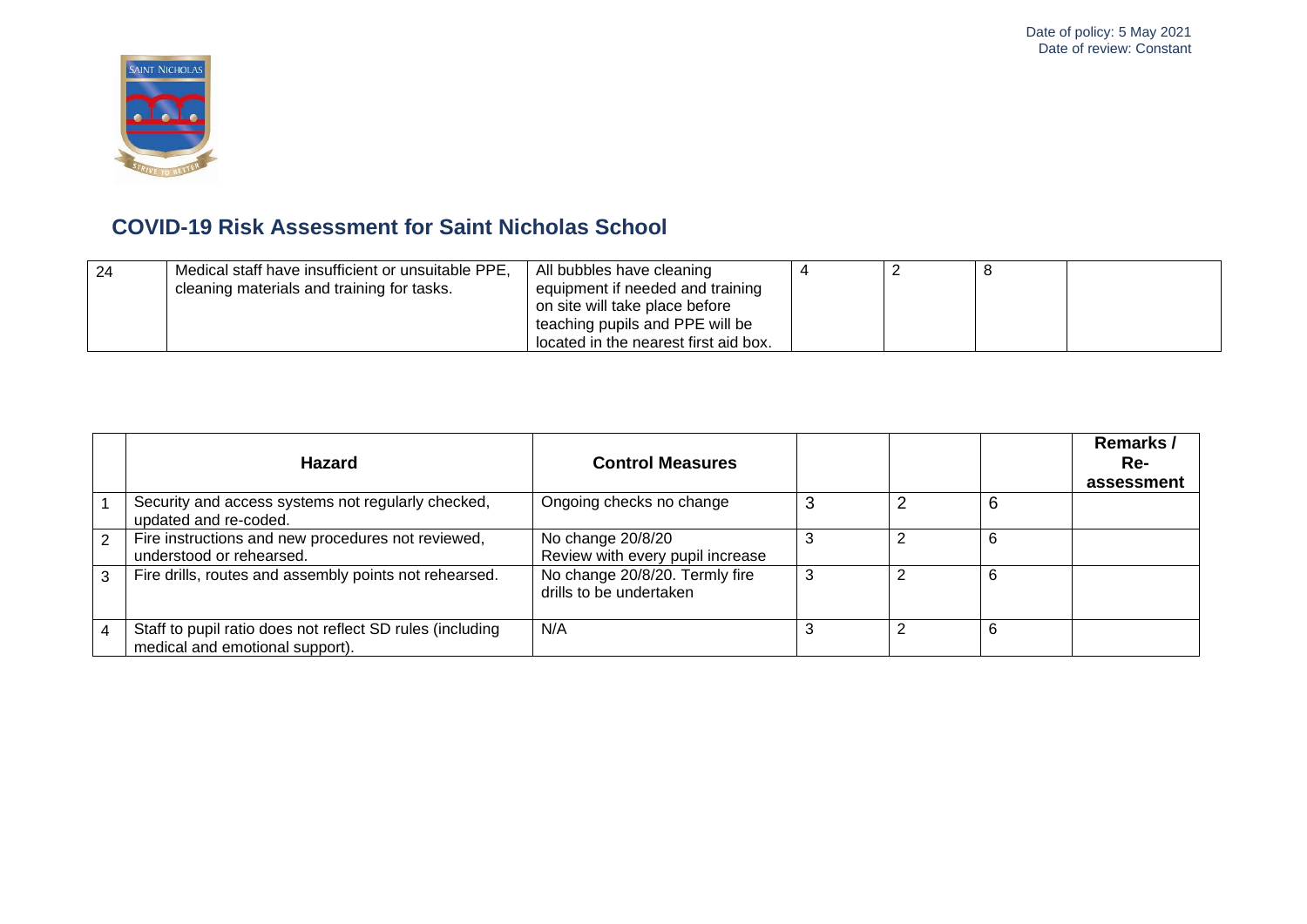# COVID-19 Risk Assessment for Saint Nicholas School

| 24 | Medical staff have insufficient or unsuitable PPE, cleaning materials and training for tasks. | All bubbles have cleaning equipment if needed and training on site will take place before teaching pupils and PPE will be located in the nearest first aid box. | 4 | 2 | 8 | |
|---|---|---|---|---|---|---|

| | Hazard | Control Measures | | | | Remarks / Re-assessment |
|---|---|---|---|---|---|---|
| 1 | Security and access systems not regularly checked, updated and re-coded. | Ongoing checks no change | 3 | 2 | 6 | |
| 2 | Fire instructions and new procedures not reviewed, understood or rehearsed. | No change 20/8/20<br>Review with every pupil increase | 3 | 2 | 6 | |
| 3 | Fire drills, routes and assembly points not rehearsed. | No change 20/8/20. Termly fire drills to be undertaken | 3 | 2 | 6 | |
| 4 | Staff to pupil ratio does not reflect SD rules (including medical and emotional support). | N/A | 3 | 2 | 6 | |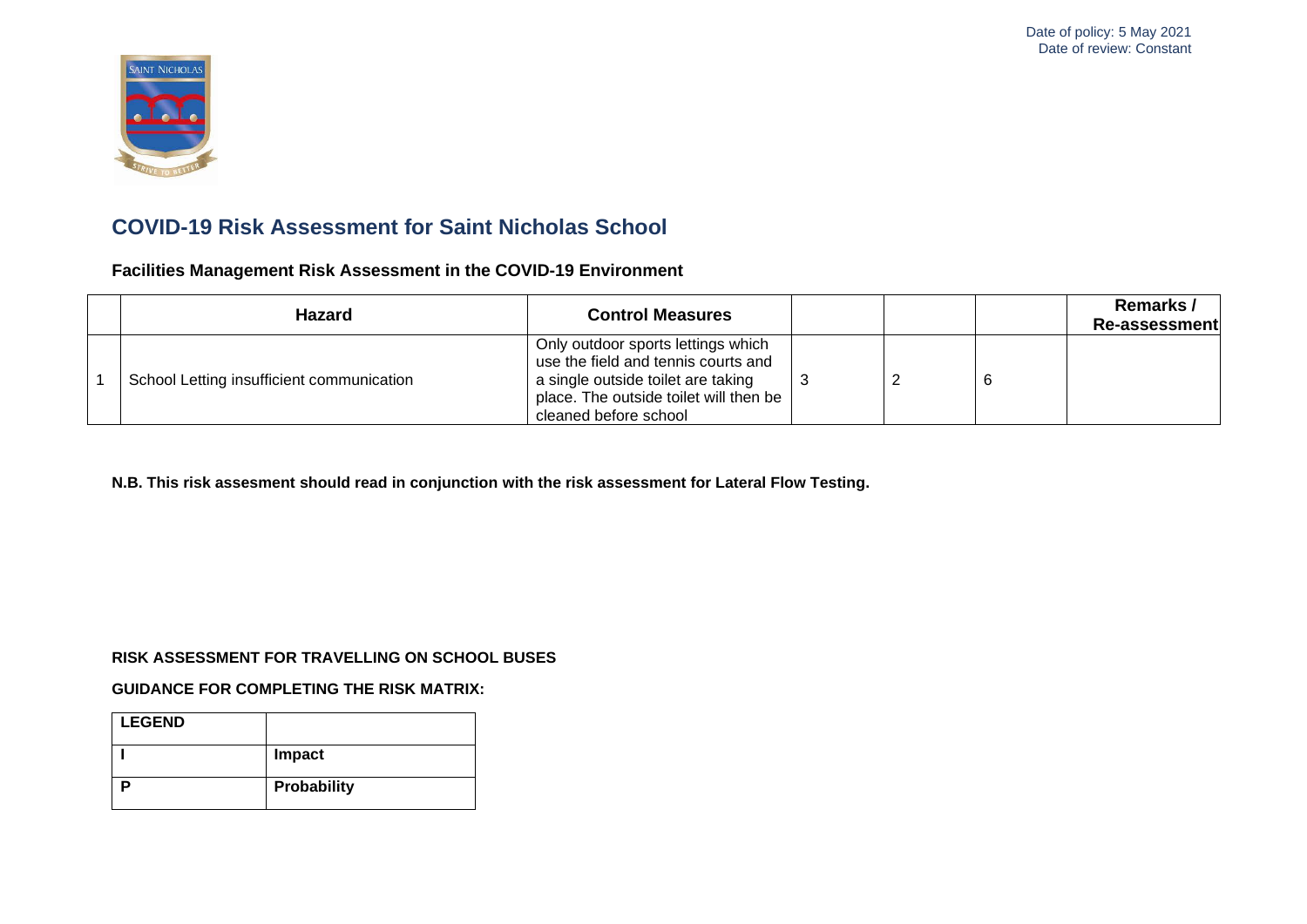Date of policy: 5 May 2021
Date of review: Constant

# COVID-19 Risk Assessment for Saint Nicholas School

## Facilities Management Risk Assessment in the COVID-19 Environment

| | Hazard | Control Measures | | | | Remarks / Re-assessment |
|---|---|---|---|---|---|---|
| 1 | School Letting insufficient communication | Only outdoor sports lettings which use the field and tennis courts and a single outside toilet are taking place. The outside toilet will then be cleaned before school | 3 | 2 | 6 | |

**N.B. This risk assesment should read in conjunction with the risk assessment for Lateral Flow Testing.**

**RISK ASSESSMENT FOR TRAVELLING ON SCHOOL BUSES**

**GUIDANCE FOR COMPLETING THE RISK MATRIX:**

| LEGEND | |
|---|---|
| I | **Impact** |
| P | **Probability** |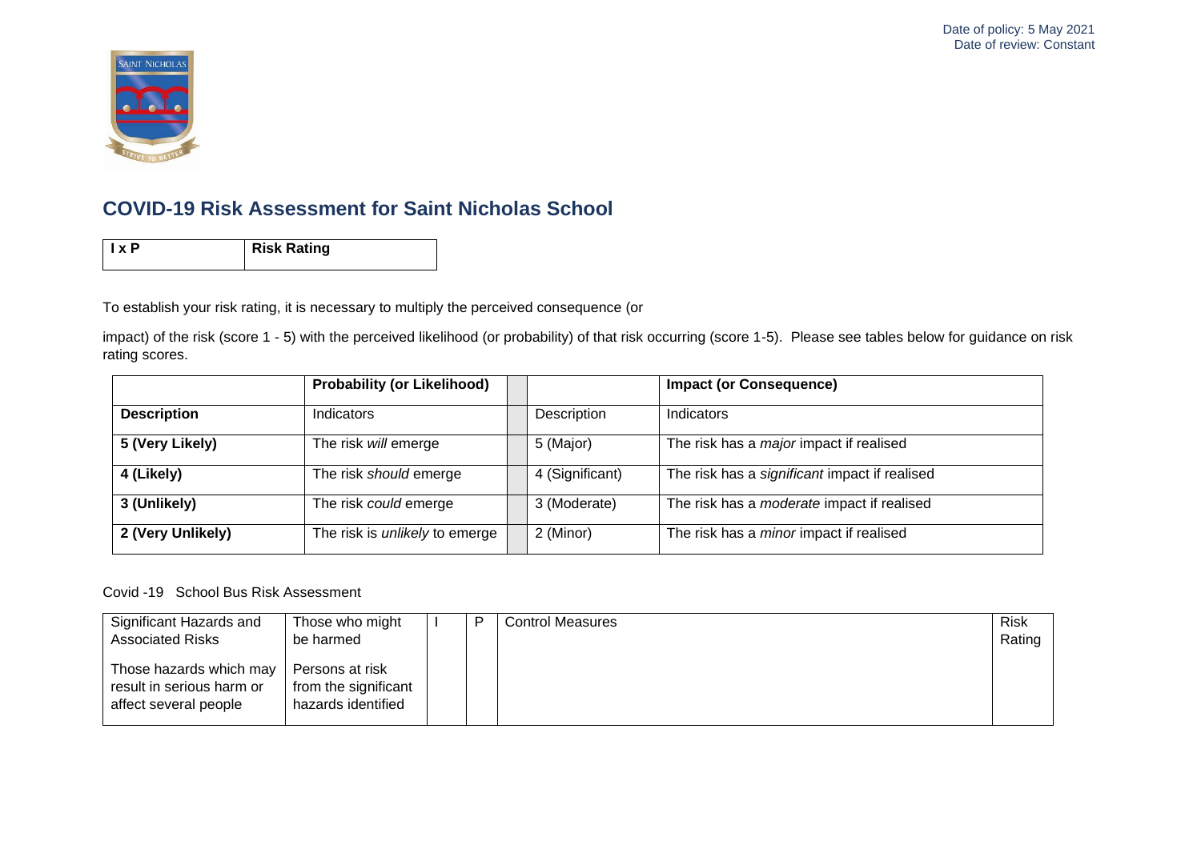Date of policy: 5 May 2021
Date of review: Constant

## COVID-19 Risk Assessment for Saint Nicholas School

| I x P | Risk Rating |
|---|---|

To establish your risk rating, it is necessary to multiply the perceived consequence (or

impact) of the risk (score 1 - 5) with the perceived likelihood (or probability) of that risk occurring (score 1-5). Please see tables below for guidance on risk rating scores.

| | Probability (or Likelihood) | | | Impact (or Consequence) |
|---|---|---|---|---|
| **Description** | Indicators | | Description | Indicators |
| **5 (Very Likely)** | The risk *will* emerge | | 5 (Major) | The risk has a *major* impact if realised |
| **4 (Likely)** | The risk *should* emerge | | 4 (Significant) | The risk has a *significant* impact if realised |
| **3 (Unlikely)** | The risk *could* emerge | | 3 (Moderate) | The risk has a *moderate* impact if realised |
| **2 (Very Unlikely)** | The risk is *unlikely* to emerge | | 2 (Minor) | The risk has a *minor* impact if realised |

Covid -19 School Bus Risk Assessment

| Significant Hazards and Associated Risks | Those who might be harmed | I | P | Control Measures | Risk Rating |
|---|---|---|---|---|---|
| Those hazards which may result in serious harm or affect several people | Persons at risk from the significant hazards identified | | | | |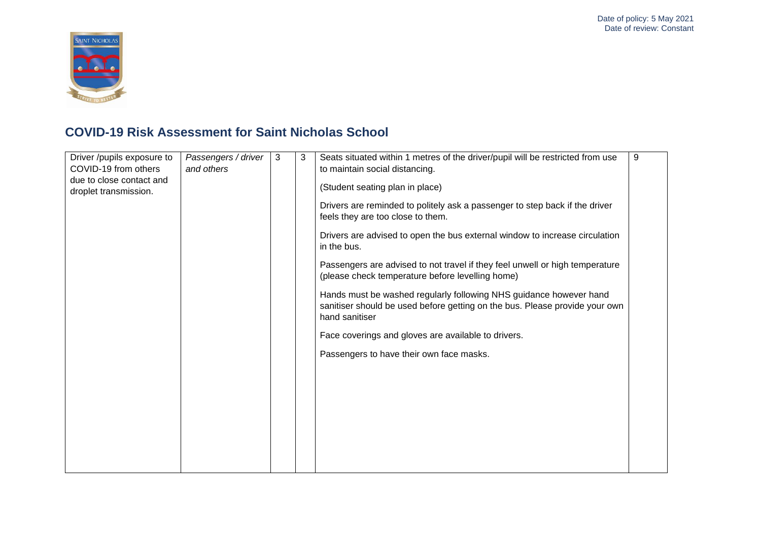Date of policy: 5 May 2021
Date of review: Constant

## COVID-19 Risk Assessment for Saint Nicholas School

| | | | | | |
|---|---|---|---|---|---|
| Driver /pupils exposure to COVID-19 from others due to close contact and droplet transmission. | *Passengers / driver and others* | 3 | 3 | Seats situated within 1 metres of the driver/pupil will be restricted from use to maintain social distancing.<br><br>(Student seating plan in place)<br><br>Drivers are reminded to politely ask a passenger to step back if the driver feels they are too close to them.<br><br>Drivers are advised to open the bus external window to increase circulation in the bus.<br><br>Passengers are advised to not travel if they feel unwell or high temperature (please check temperature before levelling home)<br><br>Hands must be washed regularly following NHS guidance however hand sanitiser should be used before getting on the bus. Please provide your own hand sanitiser<br><br>Face coverings and gloves are available to drivers.<br><br>Passengers to have their own face masks. | 9 |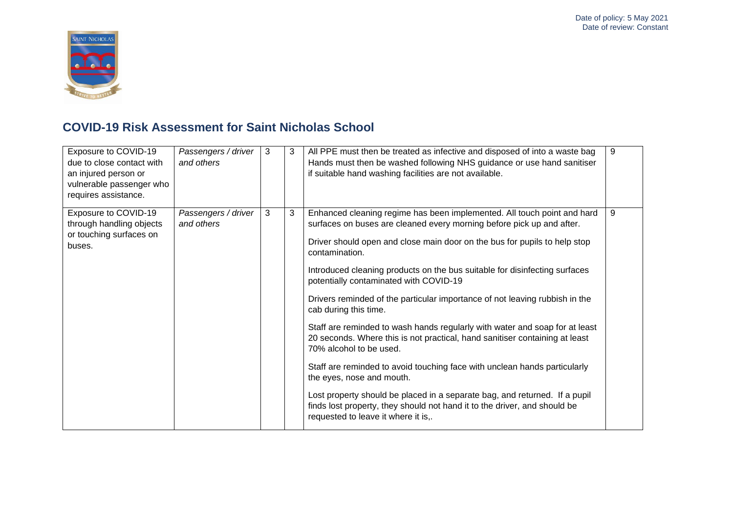Date of policy: 5 May 2021
Date of review: Constant

## COVID-19 Risk Assessment for Saint Nicholas School

| | | | | | |
|---|---|---|---|---|---|
| Exposure to COVID-19 due to close contact with an injured person or vulnerable passenger who requires assistance. | *Passengers / driver and others* | 3 | 3 | All PPE must then be treated as infective and disposed of into a waste bag Hands must then be washed following NHS guidance or use hand sanitiser if suitable hand washing facilities are not available. | 9 |
| Exposure to COVID-19 through handling objects or touching surfaces on buses. | *Passengers / driver and others* | 3 | 3 | Enhanced cleaning regime has been implemented. All touch point and hard surfaces on buses are cleaned every morning before pick up and after.<br><br>Driver should open and close main door on the bus for pupils to help stop contamination.<br><br>Introduced cleaning products on the bus suitable for disinfecting surfaces potentially contaminated with COVID-19<br><br>Drivers reminded of the particular importance of not leaving rubbish in the cab during this time.<br><br>Staff are reminded to wash hands regularly with water and soap for at least 20 seconds. Where this is not practical, hand sanitiser containing at least 70% alcohol to be used.<br><br>Staff are reminded to avoid touching face with unclean hands particularly the eyes, nose and mouth.<br><br>Lost property should be placed in a separate bag, and returned. If a pupil finds lost property, they should not hand it to the driver, and should be requested to leave it where it is,. | 9 |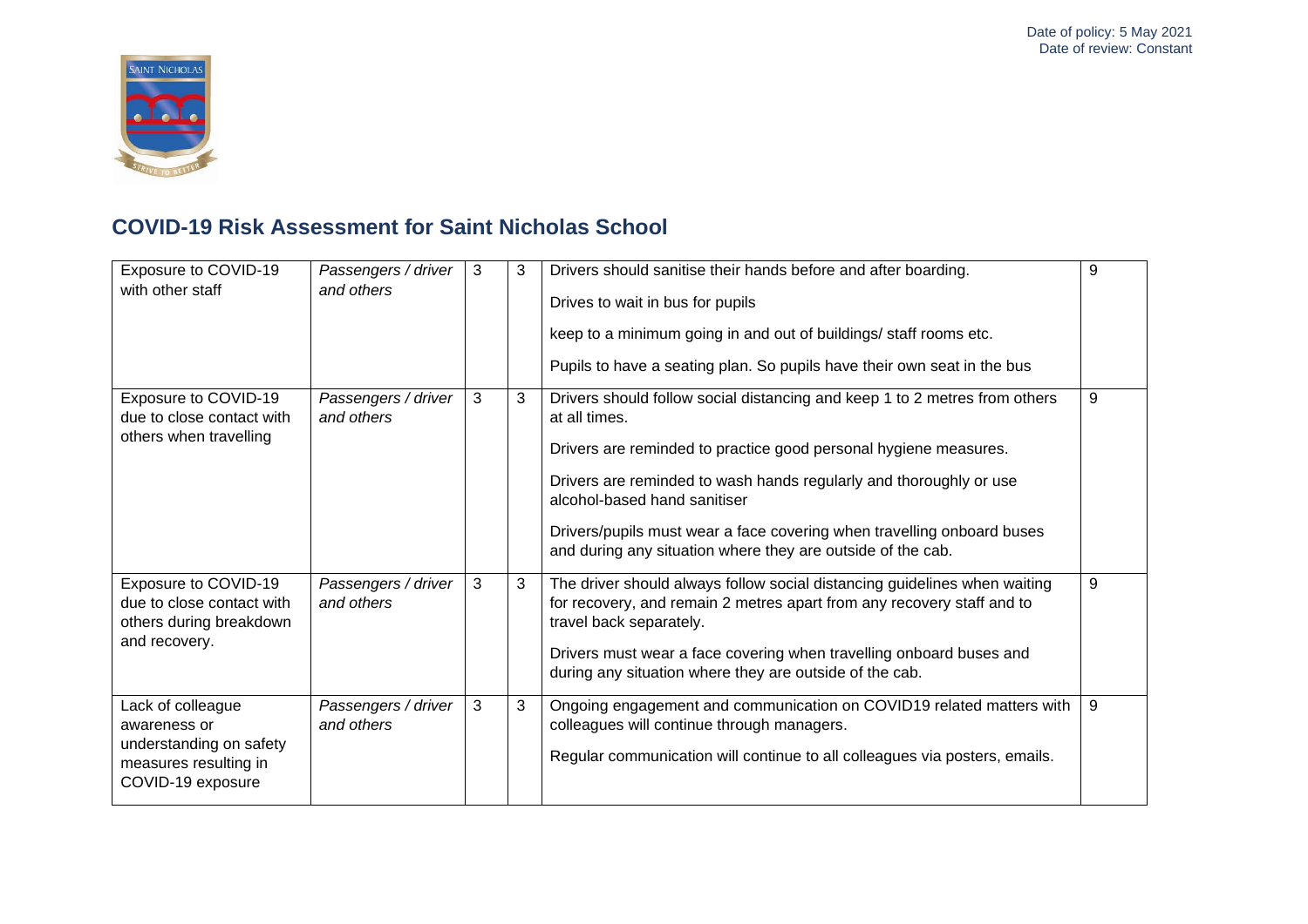Date of policy: 5 May 2021
Date of review: Constant

## COVID-19 Risk Assessment for Saint Nicholas School

| | | | | | |
|---|---|---|---|---|---|
| Exposure to COVID-19 with other staff | *Passengers / driver and others* | 3 | 3 | Drivers should sanitise their hands before and after boarding.<br><br>Drives to wait in bus for pupils<br><br>keep to a minimum going in and out of buildings/ staff rooms etc.<br><br>Pupils to have a seating plan. So pupils have their own seat in the bus | 9 |
| Exposure to COVID-19 due to close contact with others when travelling | *Passengers / driver and others* | 3 | 3 | Drivers should follow social distancing and keep 1 to 2 metres from others at all times.<br><br>Drivers are reminded to practice good personal hygiene measures.<br><br>Drivers are reminded to wash hands regularly and thoroughly or use alcohol-based hand sanitiser<br><br>Drivers/pupils must wear a face covering when travelling onboard buses and during any situation where they are outside of the cab. | 9 |
| Exposure to COVID-19 due to close contact with others during breakdown and recovery. | *Passengers / driver and others* | 3 | 3 | The driver should always follow social distancing guidelines when waiting for recovery, and remain 2 metres apart from any recovery staff and to travel back separately.<br><br>Drivers must wear a face covering when travelling onboard buses and during any situation where they are outside of the cab. | 9 |
| Lack of colleague awareness or understanding on safety measures resulting in COVID-19 exposure | *Passengers / driver and others* | 3 | 3 | Ongoing engagement and communication on COVID19 related matters with colleagues will continue through managers.<br><br>Regular communication will continue to all colleagues via posters, emails. | 9 |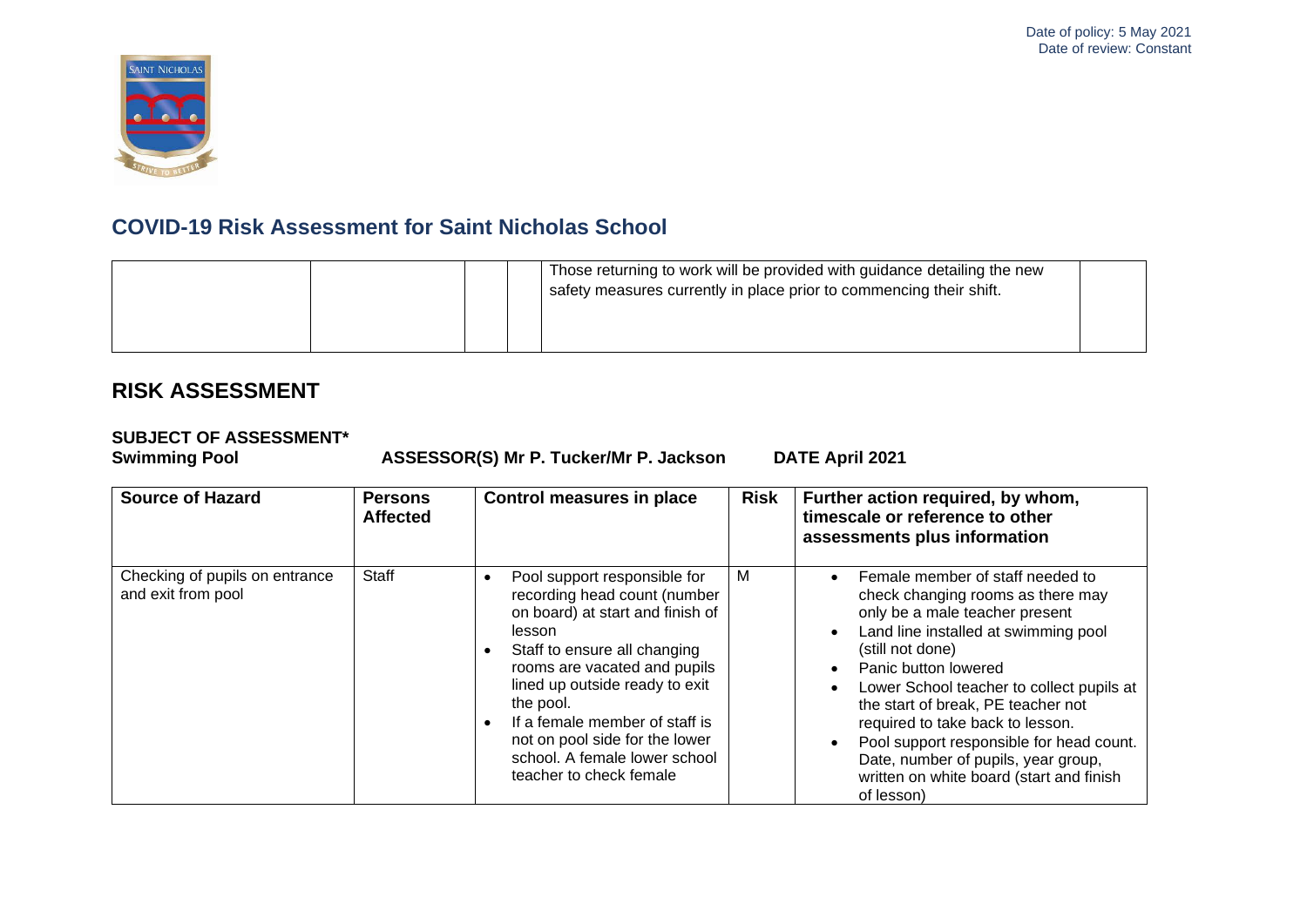Date of policy: 5 May 2021
Date of review: Constant

## COVID-19 Risk Assessment for Saint Nicholas School

| | | | | | |
|---|---|---|---|---|---|
| | | | | Those returning to work will be provided with guidance detailing the new safety measures currently in place prior to commencing their shift. | |

# RISK ASSESSMENT

**SUBJECT OF ASSESSMENT***
**Swimming Pool** **ASSESSOR(S) Mr P. Tucker/Mr P. Jackson** **DATE April 2021**

| Source of Hazard | Persons Affected | Control measures in place | Risk | Further action required, by whom, timescale or reference to other assessments plus information |
|---|---|---|---|---|
| Checking of pupils on entrance and exit from pool | Staff | • Pool support responsible for recording head count (number on board) at start and finish of lesson<br>• Staff to ensure all changing rooms are vacated and pupils lined up outside ready to exit the pool.<br>• If a female member of staff is not on pool side for the lower school. A female lower school teacher to check female | M | • Female member of staff needed to check changing rooms as there may only be a male teacher present<br>• Land line installed at swimming pool (still not done)<br>• Panic button lowered<br>• Lower School teacher to collect pupils at the start of break, PE teacher not required to take back to lesson.<br>• Pool support responsible for head count. Date, number of pupils, year group, written on white board (start and finish of lesson) |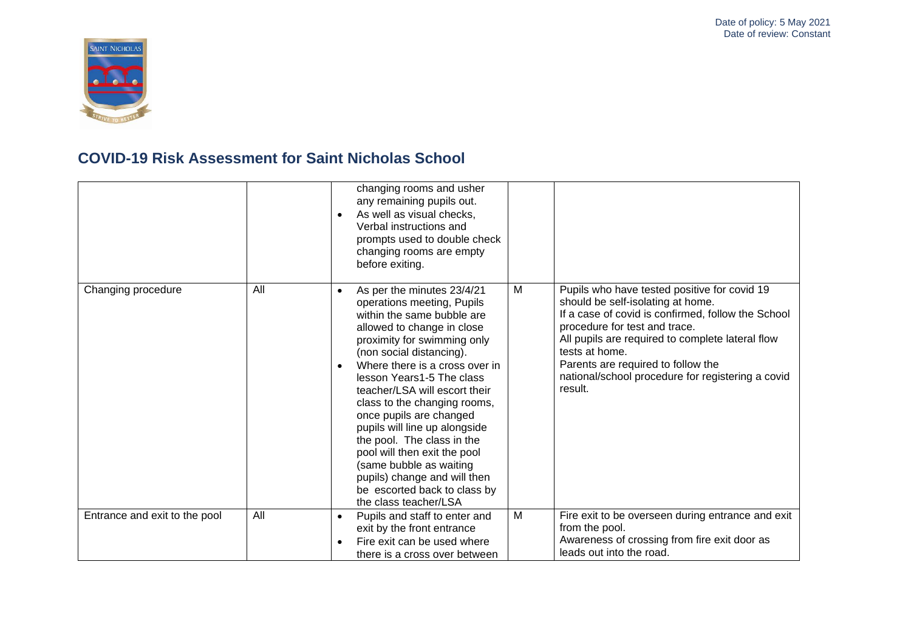Date of policy: 5 May 2021
Date of review: Constant

## COVID-19 Risk Assessment for Saint Nicholas School

| | | | | |
|---|---|---|---|---|
| | | • changing rooms and usher any remaining pupils out.<br>• As well as visual checks, Verbal instructions and prompts used to double check changing rooms are empty before exiting. | | |
| Changing procedure | All | • As per the minutes 23/4/21 operations meeting, Pupils within the same bubble are allowed to change in close proximity for swimming only (non social distancing).<br>• Where there is a cross over in lesson Years1-5 The class teacher/LSA will escort their class to the changing rooms, once pupils are changed pupils will line up alongside the pool. The class in the pool will then exit the pool (same bubble as waiting pupils) change and will then be escorted back to class by the class teacher/LSA | M | Pupils who have tested positive for covid 19 should be self-isolating at home.<br>If a case of covid is confirmed, follow the School procedure for test and trace.<br>All pupils are required to complete lateral flow tests at home.<br>Parents are required to follow the national/school procedure for registering a covid result. |
| Entrance and exit to the pool | All | • Pupils and staff to enter and exit by the front entrance<br>• Fire exit can be used where there is a cross over between | M | Fire exit to be overseen during entrance and exit from the pool.<br>Awareness of crossing from fire exit door as leads out into the road. |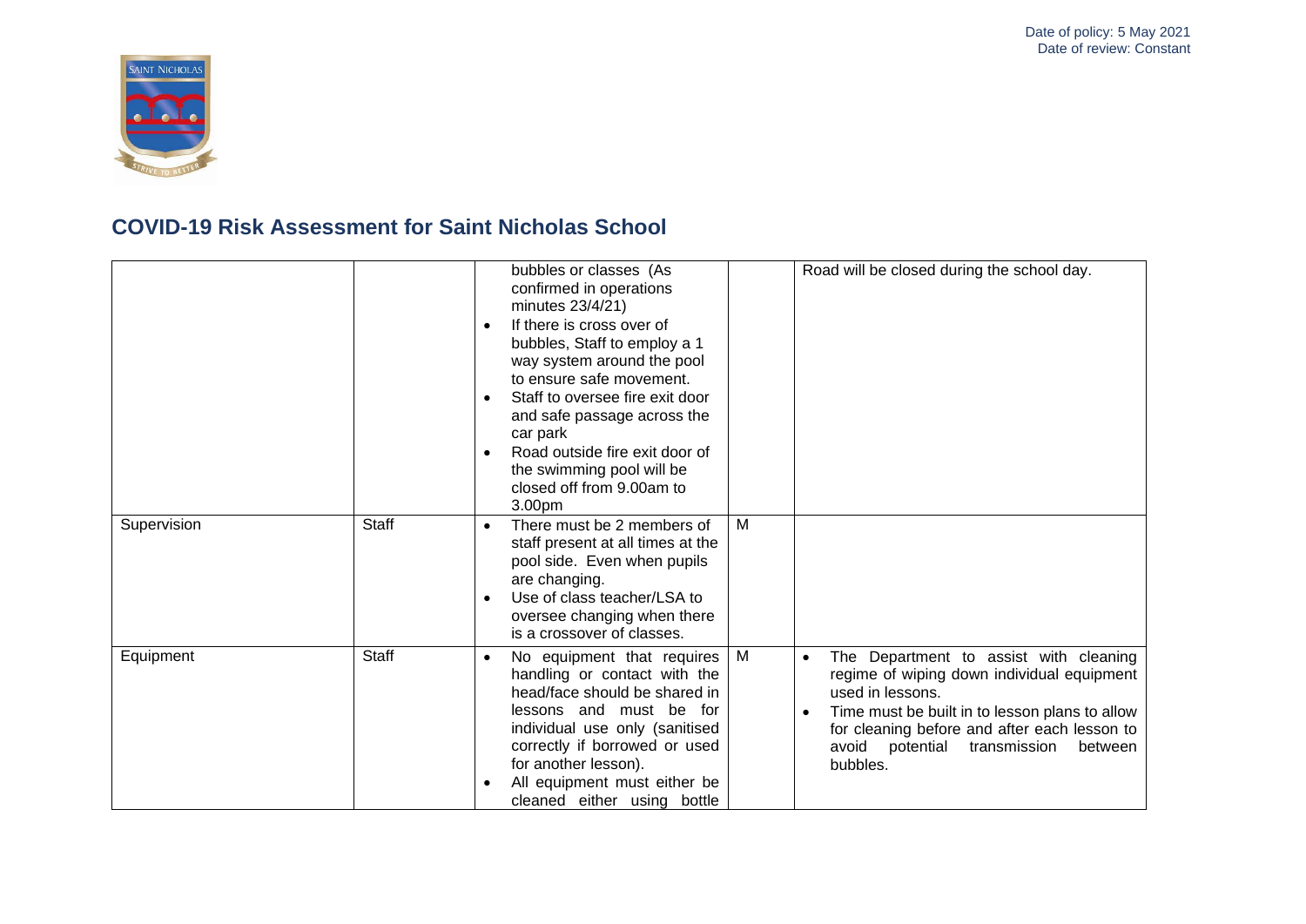## COVID-19 Risk Assessment for Saint Nicholas School

| | | | | |
|---|---|---|---|---|
| | | • bubbles or classes (As confirmed in operations minutes 23/4/21)<br>• If there is cross over of bubbles, Staff to employ a 1 way system around the pool to ensure safe movement.<br>• Staff to oversee fire exit door and safe passage across the car park<br>• Road outside fire exit door of the swimming pool will be closed off from 9.00am to 3.00pm | | Road will be closed during the school day. |
| Supervision | Staff | • There must be 2 members of staff present at all times at the pool side. Even when pupils are changing.<br>• Use of class teacher/LSA to oversee changing when there is a crossover of classes. | M | |
| Equipment | Staff | • No equipment that requires handling or contact with the head/face should be shared in lessons and must be for individual use only (sanitised correctly if borrowed or used for another lesson).<br>• All equipment must either be cleaned either using bottle | M | • The Department to assist with cleaning regime of wiping down individual equipment used in lessons.<br>• Time must be built in to lesson plans to allow for cleaning before and after each lesson to avoid potential transmission between bubbles. |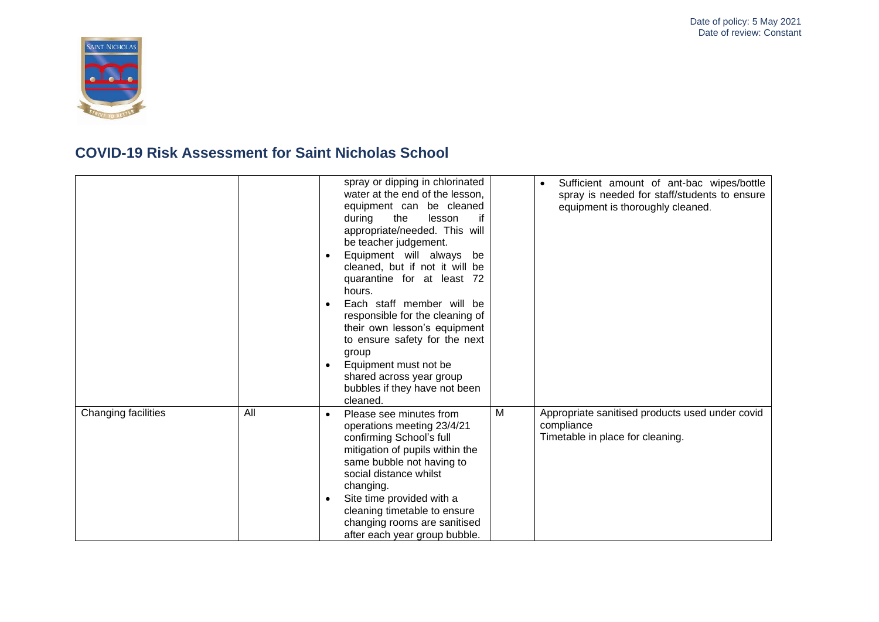Date of policy: 5 May 2021
Date of review: Constant

## COVID-19 Risk Assessment for Saint Nicholas School

| | | | | |
|---|---|---|---|---|
| | | • spray or dipping in chlorinated water at the end of the lesson, equipment can be cleaned during the lesson if appropriate/needed. This will be teacher judgement.<br>• Equipment will always be cleaned, but if not it will be quarantine for at least 72 hours.<br>• Each staff member will be responsible for the cleaning of their own lesson's equipment to ensure safety for the next group<br>• Equipment must not be shared across year group bubbles if they have not been cleaned. | | • Sufficient amount of ant-bac wipes/bottle spray is needed for staff/students to ensure equipment is thoroughly cleaned. |
| Changing facilities | All | • Please see minutes from operations meeting 23/4/21 confirming School's full mitigation of pupils within the same bubble not having to social distance whilst changing.<br>• Site time provided with a cleaning timetable to ensure changing rooms are sanitised after each year group bubble. | M | Appropriate sanitised products used under covid compliance<br>Timetable in place for cleaning. |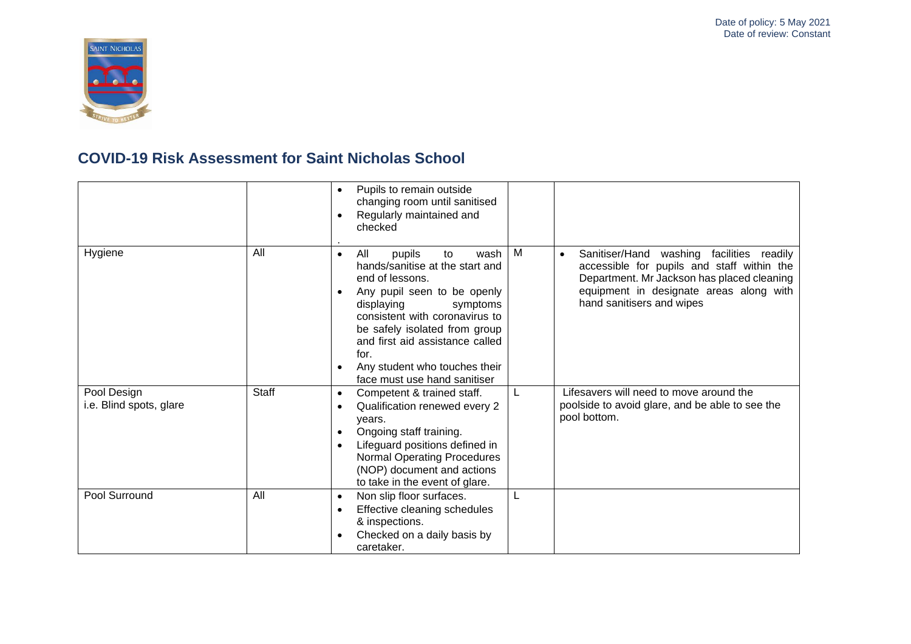## COVID-19 Risk Assessment for Saint Nicholas School

| | | | | |
|---|---|---|---|---|
| | | • Pupils to remain outside changing room until sanitised<br>• Regularly maintained and checked<br>. | | |
| Hygiene | All | • All pupils to wash hands/sanitise at the start and end of lessons.<br>• Any pupil seen to be openly displaying symptoms consistent with coronavirus to be safely isolated from group and first aid assistance called for.<br>• Any student who touches their face must use hand sanitiser | M | • Sanitiser/Hand washing facilities readily accessible for pupils and staff within the Department. Mr Jackson has placed cleaning equipment in designate areas along with hand sanitisers and wipes |
| Pool Design<br>i.e. Blind spots, glare | Staff | • Competent & trained staff.<br>• Qualification renewed every 2 years.<br>• Ongoing staff training.<br>• Lifeguard positions defined in Normal Operating Procedures (NOP) document and actions to take in the event of glare. | L | Lifesavers will need to move around the poolside to avoid glare, and be able to see the pool bottom. |
| Pool Surround | All | • Non slip floor surfaces.<br>• Effective cleaning schedules & inspections.<br>• Checked on a daily basis by caretaker. | L | |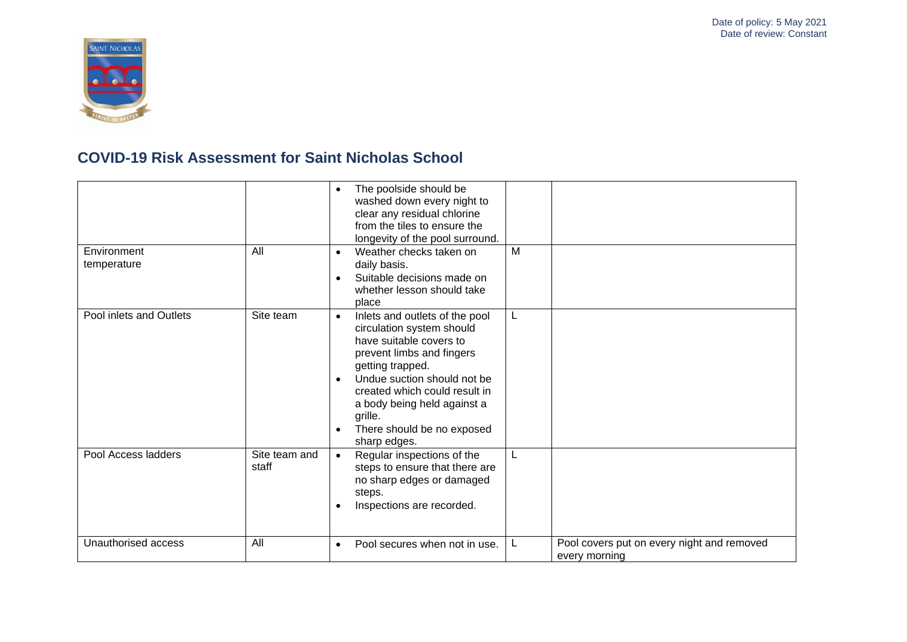# COVID-19 Risk Assessment for Saint Nicholas School

| | | | | |
|---|---|---|---|---|
| | | • The poolside should be washed down every night to clear any residual chlorine from the tiles to ensure the longevity of the pool surround. | | |
| Environment temperature | All | • Weather checks taken on daily basis.<br>• Suitable decisions made on whether lesson should take place | M | |
| Pool inlets and Outlets | Site team | • Inlets and outlets of the pool circulation system should have suitable covers to prevent limbs and fingers getting trapped.<br>• Undue suction should not be created which could result in a body being held against a grille.<br>• There should be no exposed sharp edges. | L | |
| Pool Access ladders | Site team and staff | • Regular inspections of the steps to ensure that there are no sharp edges or damaged steps.<br>• Inspections are recorded. | L | |
| Unauthorised access | All | • Pool secures when not in use. | L | Pool covers put on every night and removed every morning |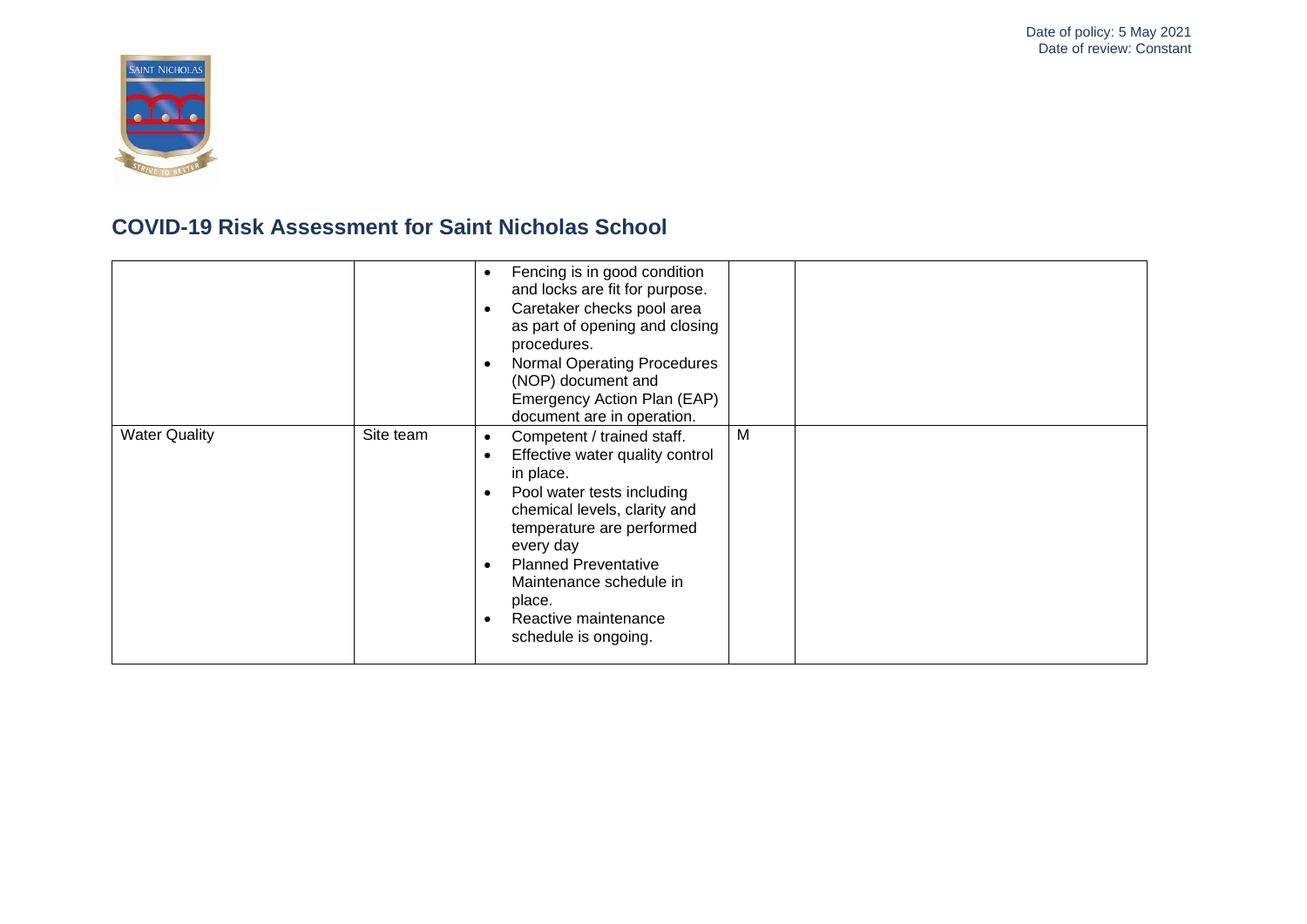Date of policy: 5 May 2021
Date of review: Constant

## COVID-19 Risk Assessment for Saint Nicholas School

| | | | | |
|---|---|---|---|---|
| | | • Fencing is in good condition and locks are fit for purpose.<br>• Caretaker checks pool area as part of opening and closing procedures.<br>• Normal Operating Procedures (NOP) document and Emergency Action Plan (EAP) document are in operation. | | |
| Water Quality | Site team | • Competent / trained staff.<br>• Effective water quality control in place.<br>• Pool water tests including chemical levels, clarity and temperature are performed every day<br>• Planned Preventative Maintenance schedule in place.<br>• Reactive maintenance schedule is ongoing. | M | |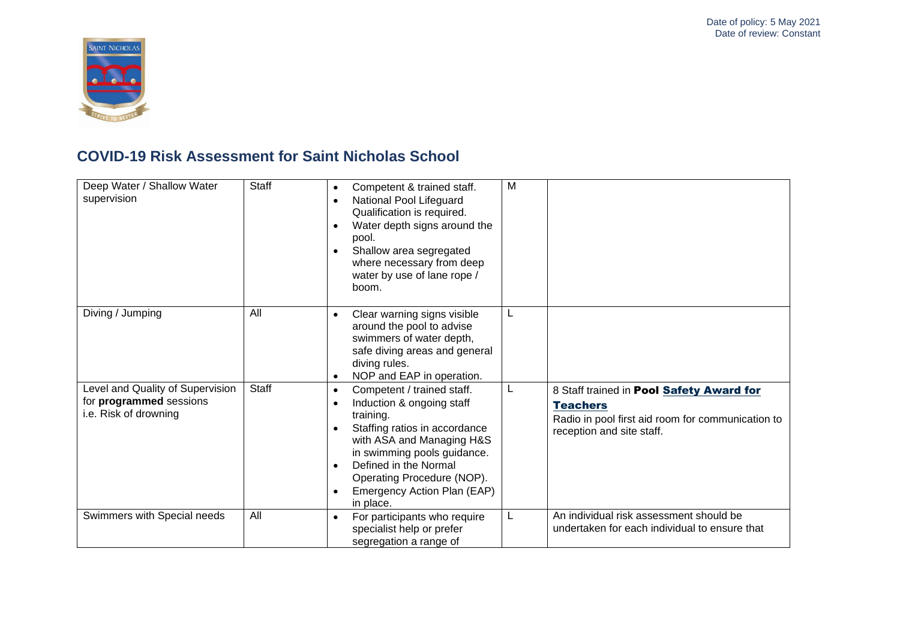Date of policy: 5 May 2021
Date of review: Constant

## COVID-19 Risk Assessment for Saint Nicholas School

| | | | | |
|---|---|---|---|---|
| Deep Water / Shallow Water supervision | Staff | • Competent & trained staff.<br>• National Pool Lifeguard Qualification is required.<br>• Water depth signs around the pool.<br>• Shallow area segregated where necessary from deep water by use of lane rope / boom. | M | |
| Diving / Jumping | All | • Clear warning signs visible around the pool to advise swimmers of water depth, safe diving areas and general diving rules.<br>• NOP and EAP in operation. | L | |
| Level and Quality of Supervision for **programmed** sessions i.e. Risk of drowning | Staff | • Competent / trained staff.<br>• Induction & ongoing staff training.<br>• Staffing ratios in accordance with ASA and Managing H&S in swimming pools guidance.<br>• Defined in the Normal Operating Procedure (NOP).<br>• Emergency Action Plan (EAP) in place. | L | 8 Staff trained in **Pool Safety Award for Teachers**<br>Radio in pool first aid room for communication to reception and site staff. |
| Swimmers with Special needs | All | • For participants who require specialist help or prefer segregation a range of | L | An individual risk assessment should be undertaken for each individual to ensure that |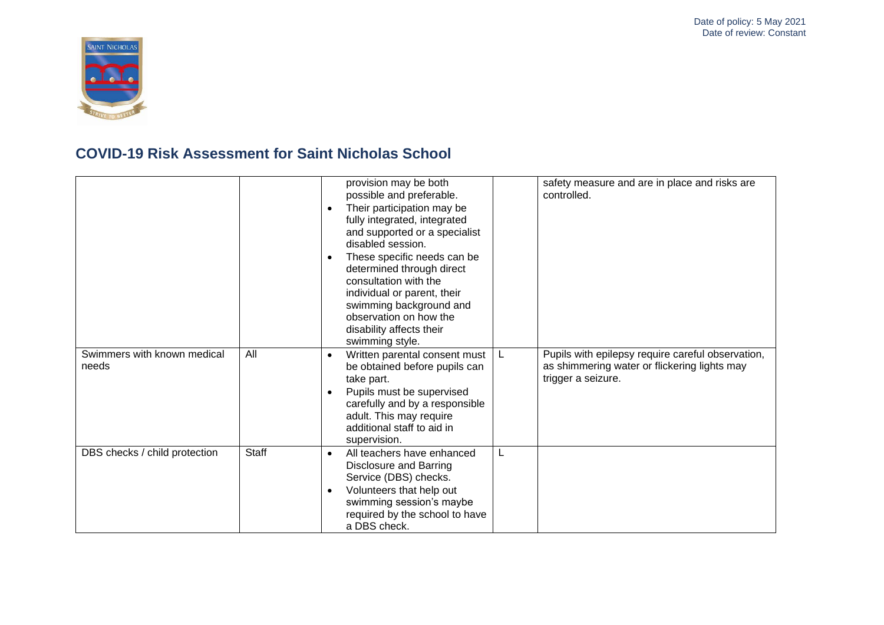# COVID-19 Risk Assessment for Saint Nicholas School

| | | | | |
|---|---|---|---|---|
| | | provision may be both possible and preferable.<br>• Their participation may be fully integrated, integrated and supported or a specialist disabled session.<br>• These specific needs can be determined through direct consultation with the individual or parent, their swimming background and observation on how the disability affects their swimming style. | | safety measure and are in place and risks are controlled. |
| Swimmers with known medical needs | All | • Written parental consent must be obtained before pupils can take part.<br>• Pupils must be supervised carefully and by a responsible adult. This may require additional staff to aid in supervision. | L | Pupils with epilepsy require careful observation, as shimmering water or flickering lights may trigger a seizure. |
| DBS checks / child protection | Staff | • All teachers have enhanced Disclosure and Barring Service (DBS) checks.<br>• Volunteers that help out swimming session's maybe required by the school to have a DBS check. | L | |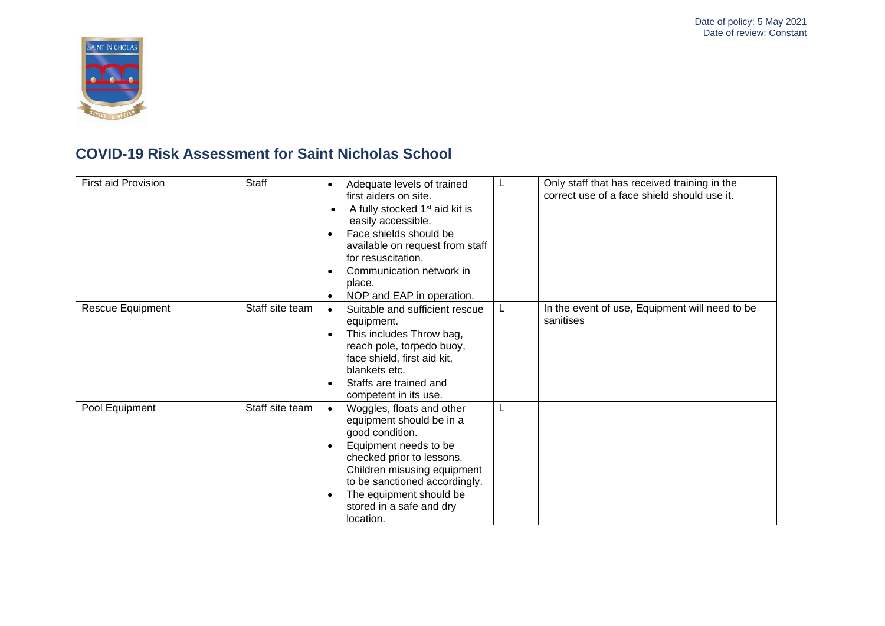Date of policy: 5 May 2021
Date of review: Constant

## COVID-19 Risk Assessment for Saint Nicholas School

| | | | | |
|---|---|---|---|---|
| First aid Provision | Staff | • Adequate levels of trained first aiders on site.<br>• A fully stocked 1st aid kit is easily accessible.<br>• Face shields should be available on request from staff for resuscitation.<br>• Communication network in place.<br>• NOP and EAP in operation. | L | Only staff that has received training in the correct use of a face shield should use it. |
| Rescue Equipment | Staff site team | • Suitable and sufficient rescue equipment.<br>• This includes Throw bag, reach pole, torpedo buoy, face shield, first aid kit, blankets etc.<br>• Staffs are trained and competent in its use. | L | In the event of use, Equipment will need to be sanitises |
| Pool Equipment | Staff site team | • Woggles, floats and other equipment should be in a good condition.<br>• Equipment needs to be checked prior to lessons. Children misusing equipment to be sanctioned accordingly.<br>• The equipment should be stored in a safe and dry location. | L | |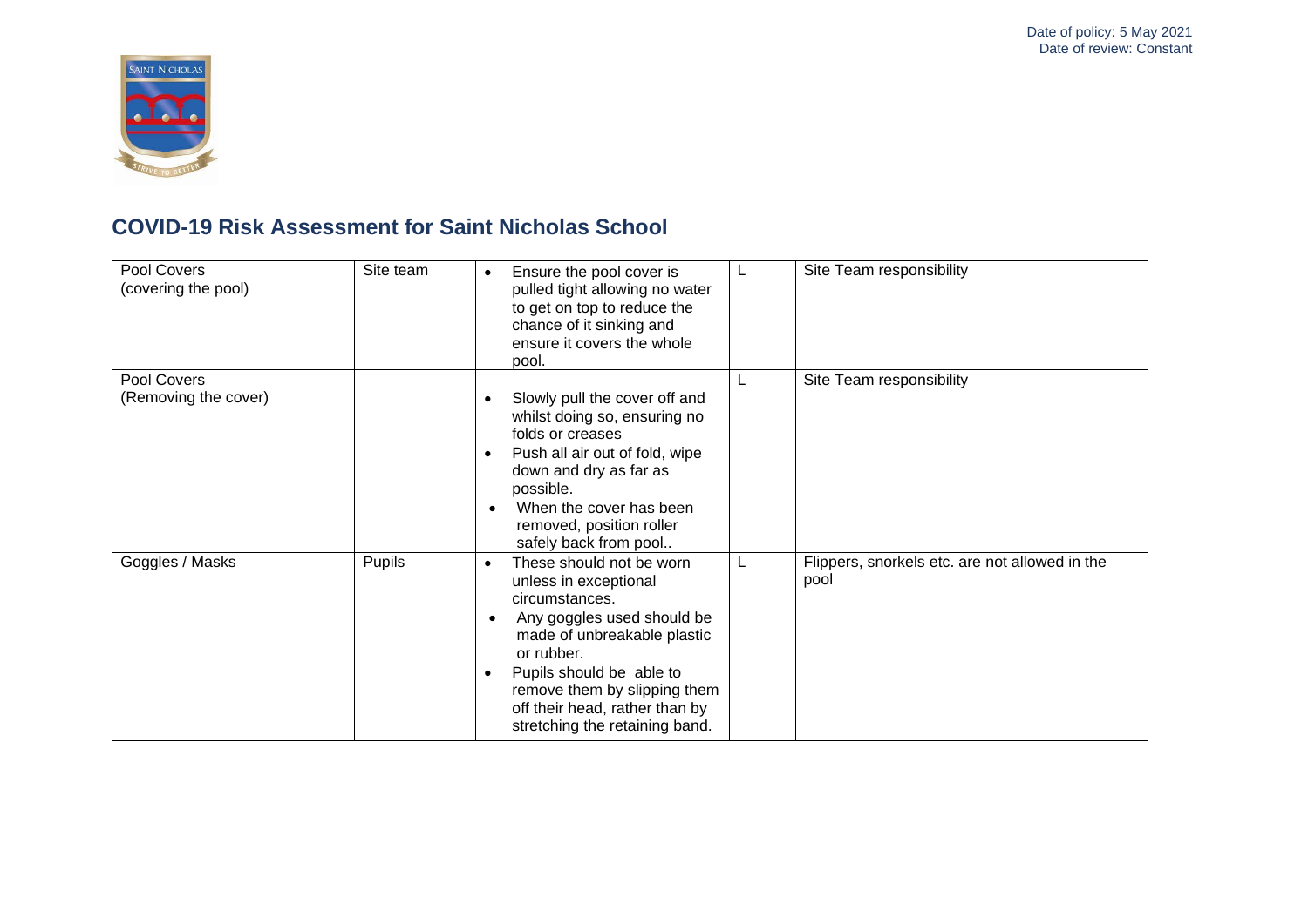Date of policy: 5 May 2021
Date of review: Constant

## COVID-19 Risk Assessment for Saint Nicholas School

| | | | | |
|---|---|---|---|---|
| Pool Covers (covering the pool) | Site team | • Ensure the pool cover is pulled tight allowing no water to get on top to reduce the chance of it sinking and ensure it covers the whole pool. | L | Site Team responsibility |
| Pool Covers (Removing the cover) | | • Slowly pull the cover off and whilst doing so, ensuring no folds or creases<br>• Push all air out of fold, wipe down and dry as far as possible.<br>• When the cover has been removed, position roller safely back from pool.. | L | Site Team responsibility |
| Goggles / Masks | Pupils | • These should not be worn unless in exceptional circumstances.<br>• Any goggles used should be made of unbreakable plastic or rubber.<br>• Pupils should be able to remove them by slipping them off their head, rather than by stretching the retaining band. | L | Flippers, snorkels etc. are not allowed in the pool |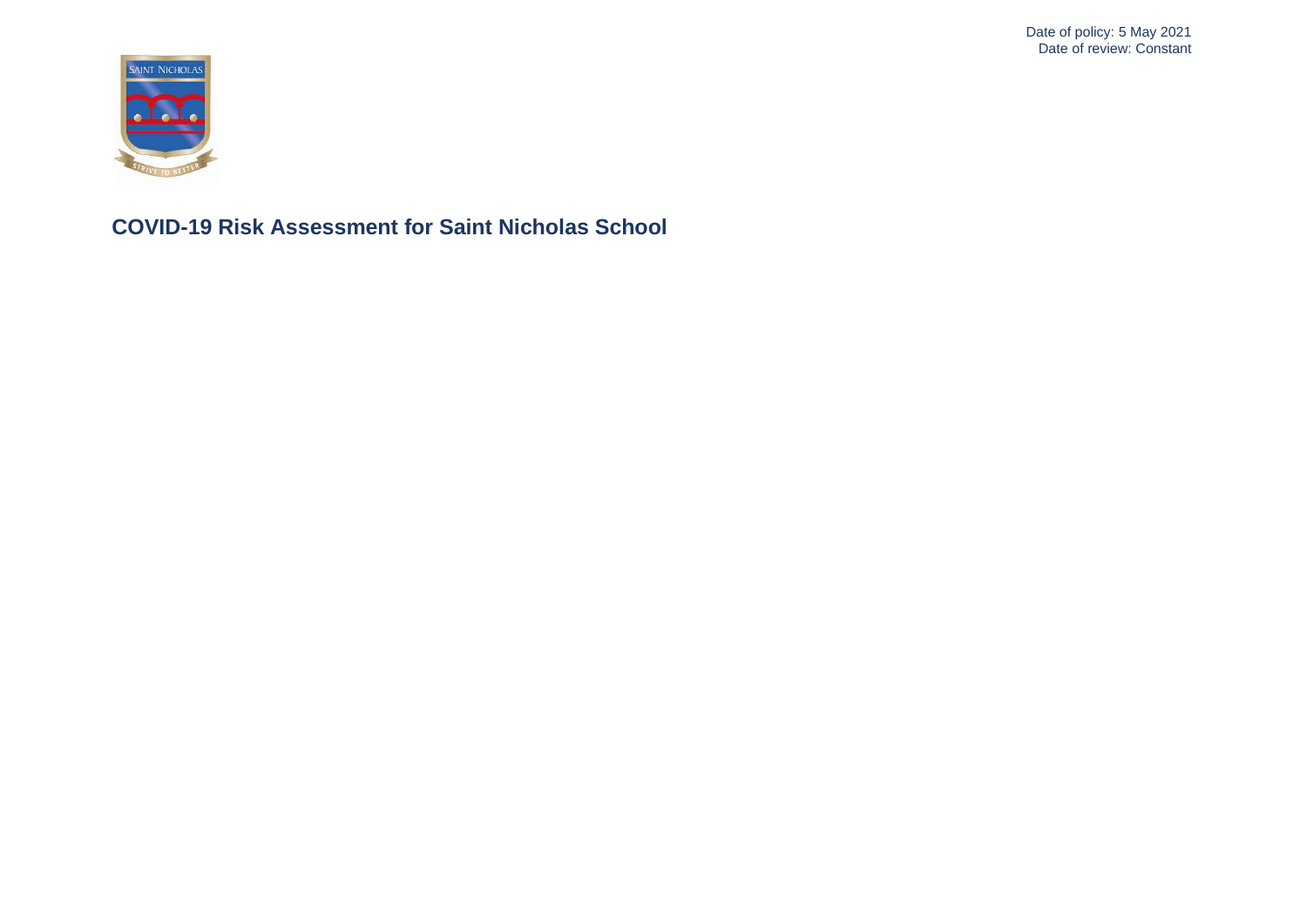Date of policy: 5 May 2021
Date of review: Constant

## COVID-19 Risk Assessment for Saint Nicholas School